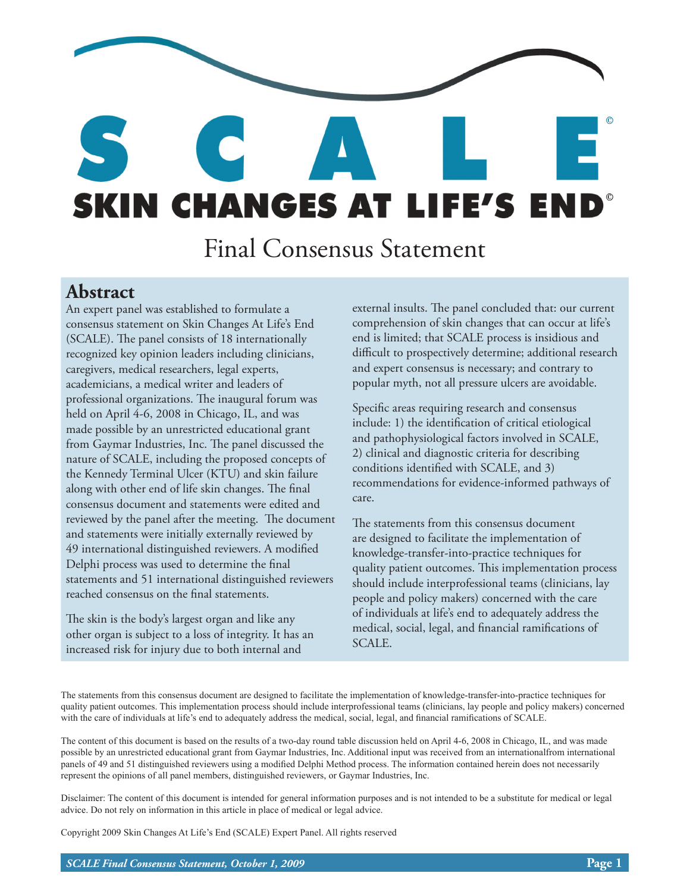# SCALE©

# SKIN CHANGES AT LIFE'S END©

## Final Consensus Statement

## Abstract

An expert panel was established to formulate a consensus statement on Skin Changes At Life's End (SCALE). The panel consists of 18 internationally recognized key opinion leaders including clinicians, caregivers, medical researchers, legal experts, academicians, a medical writer and leaders of professional organizations. The inaugural forum was held on April 4-6, 2008 in Chicago, IL, and was made possible by an unrestricted educational grant from Gaymar Industries, Inc. The panel discussed the nature of SCALE, including the proposed concepts of the Kennedy Terminal Ulcer (KTU) and skin failure along with other end of life skin changes. The final consensus document and statements were edited and reviewed by the panel after the meeting. The document and statements were initially externally reviewed by 49 international distinguished reviewers. A modified Delphi process was used to determine the final statements and 51 international distinguished reviewers reached consensus on the final statements.

The skin is the body's largest organ and like any other organ is subject to a loss of integrity. It has an increased risk for injury due to both internal and external insults. The panel concluded that: our current comprehension of skin changes that can occur at life's end is limited; that SCALE process is insidious and difficult to prospectively determine; additional research and expert consensus is necessary; and contrary to popular myth, not all pressure ulcers are avoidable.

Specific areas requiring research and consensus include: 1) the identification of critical etiological and pathophysiological factors involved in SCALE, 2) clinical and diagnostic criteria for describing conditions identified with SCALE, and 3) recommendations for evidence-informed pathways of care.

The statements from this consensus document are designed to facilitate the implementation of knowledge-transfer-into-practice techniques for quality patient outcomes. This implementation process should include interprofessional teams (clinicians, lay people and policy makers) concerned with the care of individuals at life's end to adequately address the medical, social, legal, and financial ramifications of SCALE.

The statements from this consensus document are designed to facilitate the implementation of knowledge-transfer-into-practice techniques for quality patient outcomes. This implementation process should include interprofessional teams (clinicians, lay people and policy makers) concerned with the care of individuals at life's end to adequately address the medical, social, legal, and financial ramifications of SCALE.

The content of this document is based on the results of a two-day round table discussion held on April 4-6, 2008 in Chicago, IL, and was made possible by an unrestricted educational grant from Gaymar Industries, Inc. Additional input was received from an internationalfrom international panels of 49 and 51 distinguished reviewers using a modified Delphi Method process. The information contained herein does not necessarily represent the opinions of all panel members, distinguished reviewers, or Gaymar Industries, Inc.

Disclaimer: The content of this document is intended for general information purposes and is not intended to be a substitute for medical or legal advice. Do not rely on information in this article in place of medical or legal advice.

Copyright 2009 Skin Changes At Life's End (SCALE) Expert Panel. All rights reserved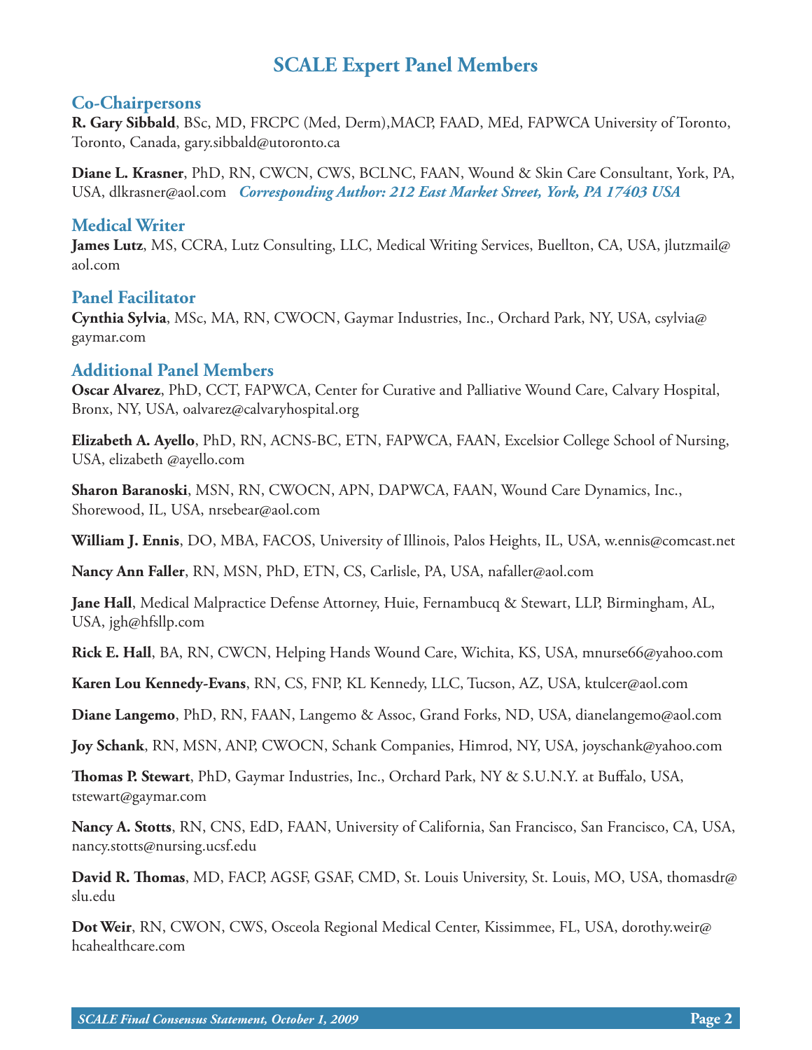# SCALE Expert Panel Members

## Co-Chairpersons

**R. Gary Sibbald**, BSc, MD, FRCPC (Med, Derm),MACP, FAAD, MEd, FAPWCA University of Toronto, Toronto, Canada, gary.sibbald@utoronto.ca

**Diane L. Krasner**, PhD, RN, CWCN, CWS, BCLNC, FAAN, Wound & Skin Care Consultant, York, PA, USA, dlkrasner@aol.com ***Corresponding Author: 212 East Market Street, York, PA 17403 USA***

## Medical Writer

**James Lutz**, MS, CCRA, Lutz Consulting, LLC, Medical Writing Services, Buellton, CA, USA, jlutzmail@aol.com

## Panel Facilitator

**Cynthia Sylvia**, MSc, MA, RN, CWOCN, Gaymar Industries, Inc., Orchard Park, NY, USA, csylvia@gaymar.com

## Additional Panel Members

**Oscar Alvarez**, PhD, CCT, FAPWCA, Center for Curative and Palliative Wound Care, Calvary Hospital, Bronx, NY, USA, oalvarez@calvaryhospital.org

**Elizabeth A. Ayello**, PhD, RN, ACNS-BC, ETN, FAPWCA, FAAN, Excelsior College School of Nursing, USA, elizabeth @ayello.com

**Sharon Baranoski**, MSN, RN, CWOCN, APN, DAPWCA, FAAN, Wound Care Dynamics, Inc., Shorewood, IL, USA, nrsebear@aol.com

**William J. Ennis**, DO, MBA, FACOS, University of Illinois, Palos Heights, IL, USA, w.ennis@comcast.net

**Nancy Ann Faller**, RN, MSN, PhD, ETN, CS, Carlisle, PA, USA, nafaller@aol.com

**Jane Hall**, Medical Malpractice Defense Attorney, Huie, Fernambucq & Stewart, LLP, Birmingham, AL, USA, jgh@hfsllp.com

**Rick E. Hall**, BA, RN, CWCN, Helping Hands Wound Care, Wichita, KS, USA, mnurse66@yahoo.com

**Karen Lou Kennedy-Evans**, RN, CS, FNP, KL Kennedy, LLC, Tucson, AZ, USA, ktulcer@aol.com

**Diane Langemo**, PhD, RN, FAAN, Langemo & Assoc, Grand Forks, ND, USA, dianelangemo@aol.com

**Joy Schank**, RN, MSN, ANP, CWOCN, Schank Companies, Himrod, NY, USA, joyschank@yahoo.com

**Thomas P. Stewart**, PhD, Gaymar Industries, Inc., Orchard Park, NY & S.U.N.Y. at Buffalo, USA, tstewart@gaymar.com

**Nancy A. Stotts**, RN, CNS, EdD, FAAN, University of California, San Francisco, San Francisco, CA, USA, nancy.stotts@nursing.ucsf.edu

**David R. Thomas**, MD, FACP, AGSF, GSAF, CMD, St. Louis University, St. Louis, MO, USA, thomasdr@slu.edu

**Dot Weir**, RN, CWON, CWS, Osceola Regional Medical Center, Kissimmee, FL, USA, dorothy.weir@hcahealthcare.com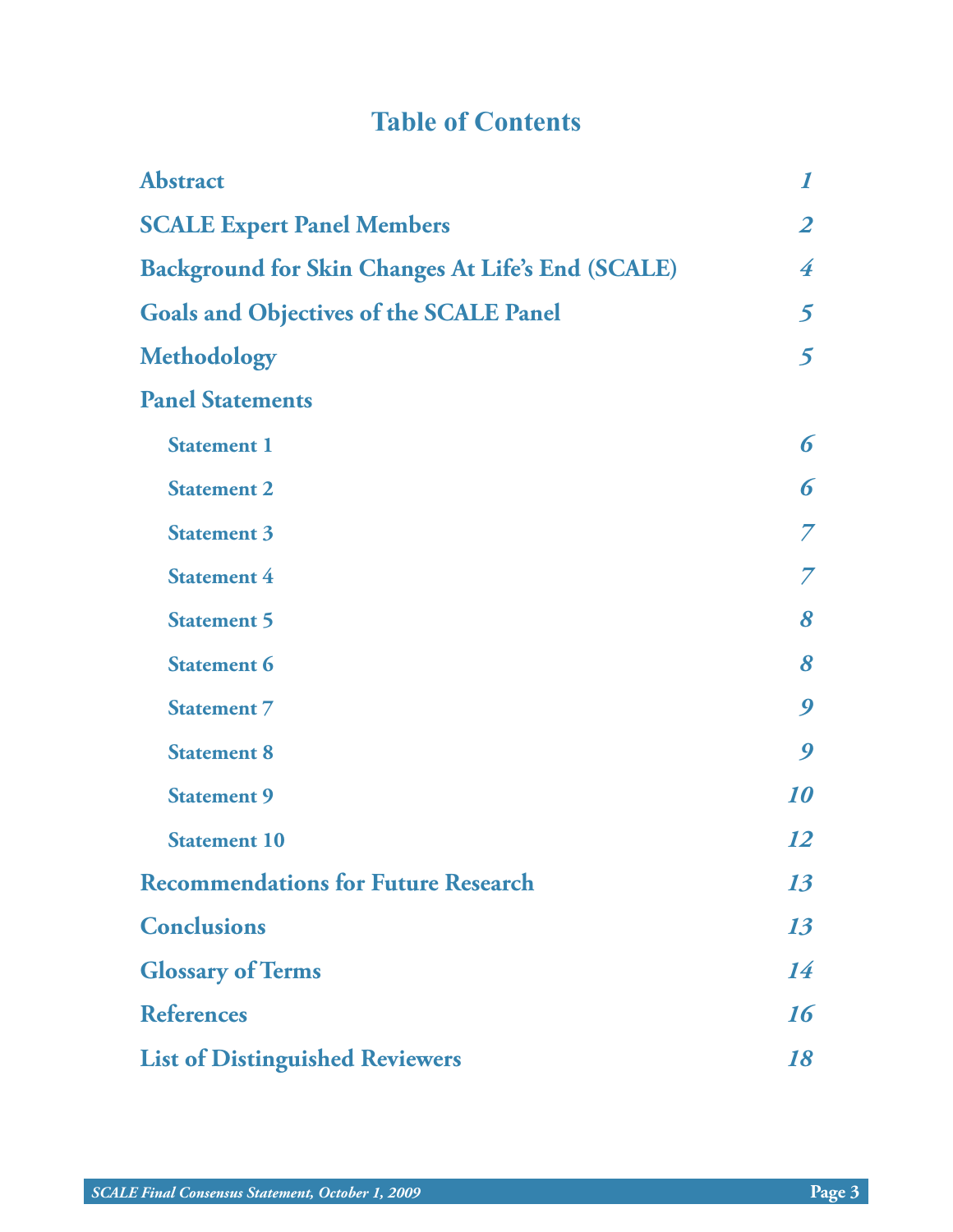# Table of Contents

| | |
|---|---|
| **Abstract** | *1* |
| **SCALE Expert Panel Members** | *2* |
| **Background for Skin Changes At Life's End (SCALE)** | *4* |
| **Goals and Objectives of the SCALE Panel** | *5* |
| **Methodology** | *5* |
| **Panel Statements** | |
| Statement 1 | *6* |
| Statement 2 | *6* |
| Statement 3 | *7* |
| Statement 4 | *7* |
| Statement 5 | *8* |
| Statement 6 | *8* |
| Statement 7 | *9* |
| Statement 8 | *9* |
| Statement 9 | *10* |
| Statement 10 | *12* |
| **Recommendations for Future Research** | *13* |
| **Conclusions** | *13* |
| **Glossary of Terms** | *14* |
| **References** | *16* |
| **List of Distinguished Reviewers** | *18* |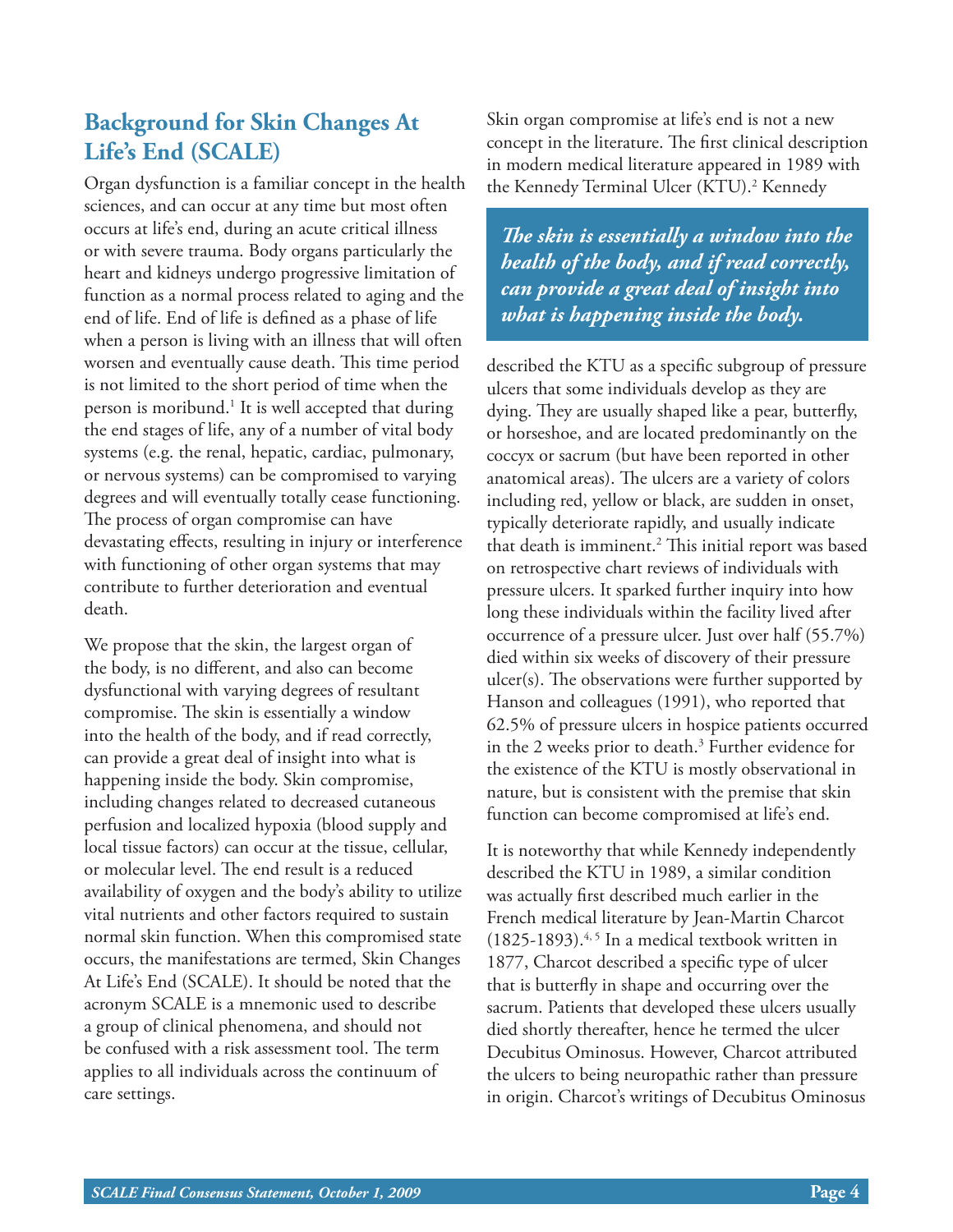## Background for Skin Changes At Life's End (SCALE)

Organ dysfunction is a familiar concept in the health sciences, and can occur at any time but most often occurs at life's end, during an acute critical illness or with severe trauma. Body organs particularly the heart and kidneys undergo progressive limitation of function as a normal process related to aging and the end of life. End of life is defined as a phase of life when a person is living with an illness that will often worsen and eventually cause death. This time period is not limited to the short period of time when the person is moribund.[1] It is well accepted that during the end stages of life, any of a number of vital body systems (e.g. the renal, hepatic, cardiac, pulmonary, or nervous systems) can be compromised to varying degrees and will eventually totally cease functioning. The process of organ compromise can have devastating effects, resulting in injury or interference with functioning of other organ systems that may contribute to further deterioration and eventual death.

We propose that the skin, the largest organ of the body, is no different, and also can become dysfunctional with varying degrees of resultant compromise. The skin is essentially a window into the health of the body, and if read correctly, can provide a great deal of insight into what is happening inside the body. Skin compromise, including changes related to decreased cutaneous perfusion and localized hypoxia (blood supply and local tissue factors) can occur at the tissue, cellular, or molecular level. The end result is a reduced availability of oxygen and the body's ability to utilize vital nutrients and other factors required to sustain normal skin function. When this compromised state occurs, the manifestations are termed, Skin Changes At Life's End (SCALE). It should be noted that the acronym SCALE is a mnemonic used to describe a group of clinical phenomena, and should not be confused with a risk assessment tool. The term applies to all individuals across the continuum of care settings.

Skin organ compromise at life's end is not a new concept in the literature. The first clinical description in modern medical literature appeared in 1989 with the Kennedy Terminal Ulcer (KTU).[2] Kennedy described the KTU as a specific subgroup of pressure ulcers that some individuals develop as they are dying. They are usually shaped like a pear, butterfly, or horseshoe, and are located predominantly on the coccyx or sacrum (but have been reported in other anatomical areas). The ulcers are a variety of colors including red, yellow or black, are sudden in onset, typically deteriorate rapidly, and usually indicate that death is imminent.[2] This initial report was based on retrospective chart reviews of individuals with pressure ulcers. It sparked further inquiry into how long these individuals within the facility lived after occurrence of a pressure ulcer. Just over half (55.7%) died within six weeks of discovery of their pressure ulcer(s). The observations were further supported by Hanson and colleagues (1991), who reported that 62.5% of pressure ulcers in hospice patients occurred in the 2 weeks prior to death.[3] Further evidence for the existence of the KTU is mostly observational in nature, but is consistent with the premise that skin function can become compromised at life's end.

> ***The skin is essentially a window into the health of the body, and if read correctly, can provide a great deal of insight into what is happening inside the body.***

It is noteworthy that while Kennedy independently described the KTU in 1989, a similar condition was actually first described much earlier in the French medical literature by Jean-Martin Charcot (1825-1893).[4, 5] In a medical textbook written in 1877, Charcot described a specific type of ulcer that is butterfly in shape and occurring over the sacrum. Patients that developed these ulcers usually died shortly thereafter, hence he termed the ulcer Decubitus Ominosus. However, Charcot attributed the ulcers to being neuropathic rather than pressure in origin. Charcot's writings of Decubitus Ominosus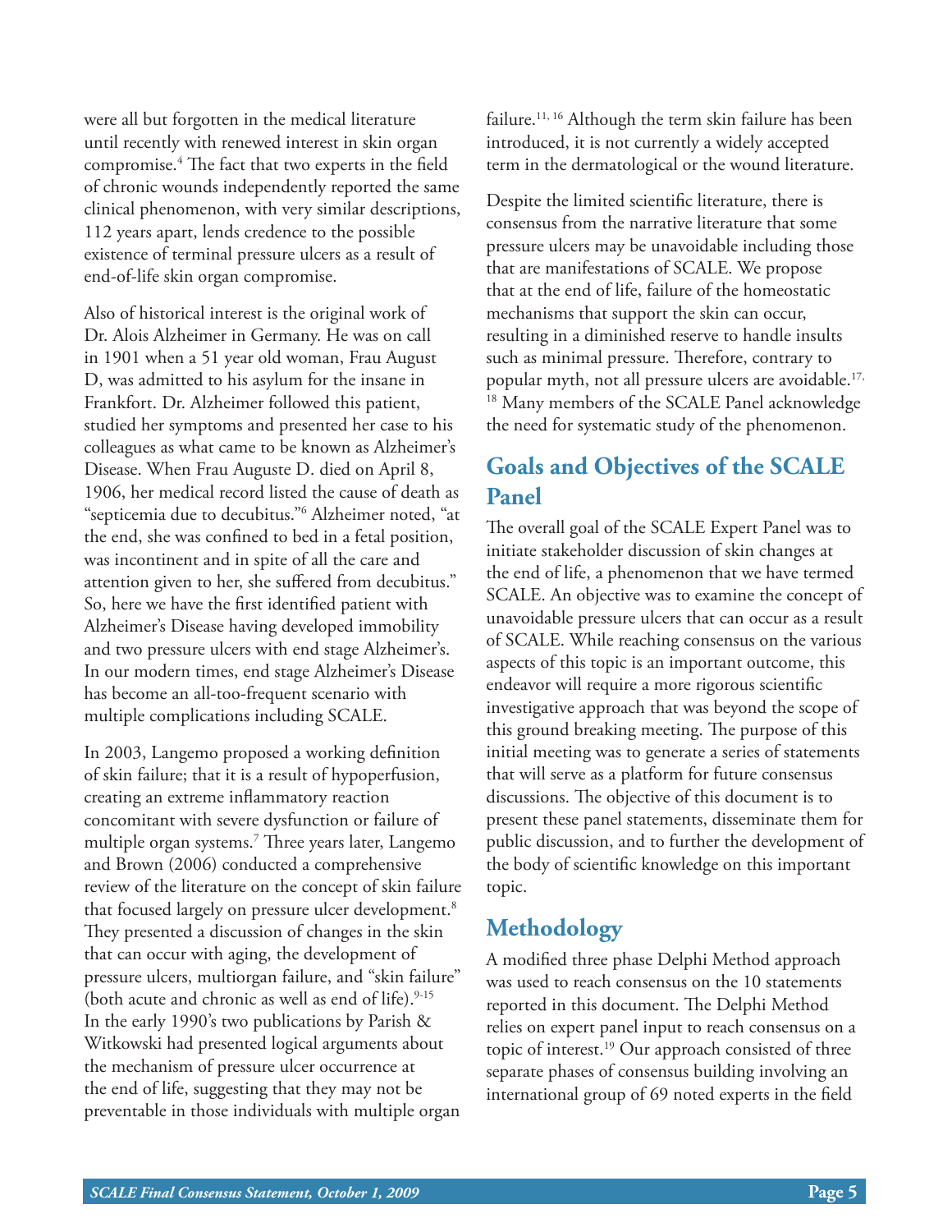were all but forgotten in the medical literature until recently with renewed interest in skin organ compromise.[4] The fact that two experts in the field of chronic wounds independently reported the same clinical phenomenon, with very similar descriptions, 112 years apart, lends credence to the possible existence of terminal pressure ulcers as a result of end-of-life skin organ compromise.

Also of historical interest is the original work of Dr. Alois Alzheimer in Germany. He was on call in 1901 when a 51 year old woman, Frau August D, was admitted to his asylum for the insane in Frankfort. Dr. Alzheimer followed this patient, studied her symptoms and presented her case to his colleagues as what came to be known as Alzheimer's Disease. When Frau Auguste D. died on April 8, 1906, her medical record listed the cause of death as "septicemia due to decubitus."[6] Alzheimer noted, "at the end, she was confined to bed in a fetal position, was incontinent and in spite of all the care and attention given to her, she suffered from decubitus." So, here we have the first identified patient with Alzheimer's Disease having developed immobility and two pressure ulcers with end stage Alzheimer's. In our modern times, end stage Alzheimer's Disease has become an all-too-frequent scenario with multiple complications including SCALE.

In 2003, Langemo proposed a working definition of skin failure; that it is a result of hypoperfusion, creating an extreme inflammatory reaction concomitant with severe dysfunction or failure of multiple organ systems.[7] Three years later, Langemo and Brown (2006) conducted a comprehensive review of the literature on the concept of skin failure that focused largely on pressure ulcer development.[8] They presented a discussion of changes in the skin that can occur with aging, the development of pressure ulcers, multiorgan failure, and "skin failure" (both acute and chronic as well as end of life).[9-15] In the early 1990's two publications by Parish & Witkowski had presented logical arguments about the mechanism of pressure ulcer occurrence at the end of life, suggesting that they may not be preventable in those individuals with multiple organ failure.[11, 16] Although the term skin failure has been introduced, it is not currently a widely accepted term in the dermatological or the wound literature.

Despite the limited scientific literature, there is consensus from the narrative literature that some pressure ulcers may be unavoidable including those that are manifestations of SCALE. We propose that at the end of life, failure of the homeostatic mechanisms that support the skin can occur, resulting in a diminished reserve to handle insults such as minimal pressure. Therefore, contrary to popular myth, not all pressure ulcers are avoidable.[17, 18] Many members of the SCALE Panel acknowledge the need for systematic study of the phenomenon.

## Goals and Objectives of the SCALE Panel

The overall goal of the SCALE Expert Panel was to initiate stakeholder discussion of skin changes at the end of life, a phenomenon that we have termed SCALE. An objective was to examine the concept of unavoidable pressure ulcers that can occur as a result of SCALE. While reaching consensus on the various aspects of this topic is an important outcome, this endeavor will require a more rigorous scientific investigative approach that was beyond the scope of this ground breaking meeting. The purpose of this initial meeting was to generate a series of statements that will serve as a platform for future consensus discussions. The objective of this document is to present these panel statements, disseminate them for public discussion, and to further the development of the body of scientific knowledge on this important topic.

## Methodology

A modified three phase Delphi Method approach was used to reach consensus on the 10 statements reported in this document. The Delphi Method relies on expert panel input to reach consensus on a topic of interest.[19] Our approach consisted of three separate phases of consensus building involving an international group of 69 noted experts in the field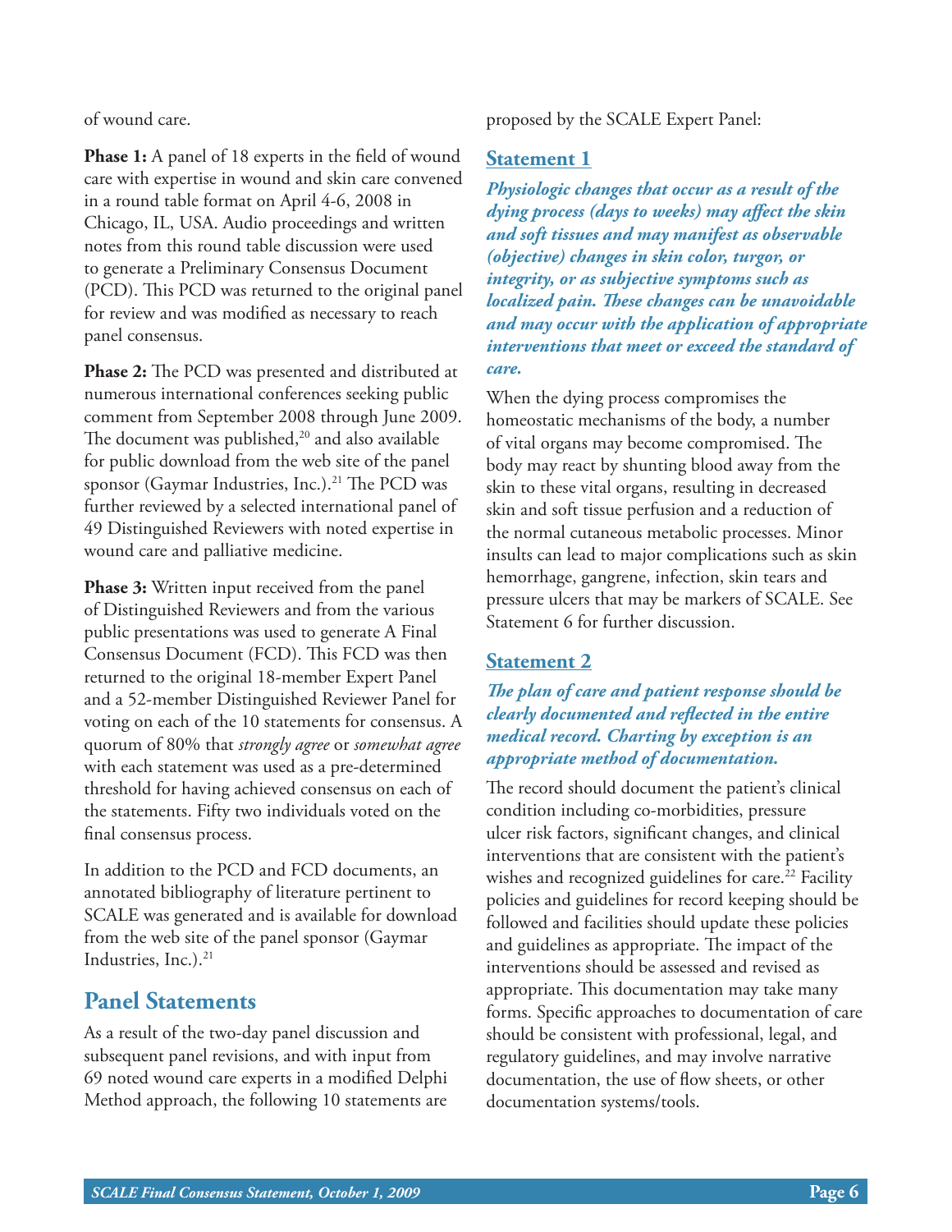of wound care.

**Phase 1:** A panel of 18 experts in the field of wound care with expertise in wound and skin care convened in a round table format on April 4-6, 2008 in Chicago, IL, USA. Audio proceedings and written notes from this round table discussion were used to generate a Preliminary Consensus Document (PCD). This PCD was returned to the original panel for review and was modified as necessary to reach panel consensus.

**Phase 2:** The PCD was presented and distributed at numerous international conferences seeking public comment from September 2008 through June 2009. The document was published,[20] and also available for public download from the web site of the panel sponsor (Gaymar Industries, Inc.).[21] The PCD was further reviewed by a selected international panel of 49 Distinguished Reviewers with noted expertise in wound care and palliative medicine.

**Phase 3:** Written input received from the panel of Distinguished Reviewers and from the various public presentations was used to generate A Final Consensus Document (FCD). This FCD was then returned to the original 18-member Expert Panel and a 52-member Distinguished Reviewer Panel for voting on each of the 10 statements for consensus. A quorum of 80% that *strongly agree* or *somewhat agree* with each statement was used as a pre-determined threshold for having achieved consensus on each of the statements. Fifty two individuals voted on the final consensus process.

In addition to the PCD and FCD documents, an annotated bibliography of literature pertinent to SCALE was generated and is available for download from the web site of the panel sponsor (Gaymar Industries, Inc.).[21]

## Panel Statements

As a result of the two-day panel discussion and subsequent panel revisions, and with input from 69 noted wound care experts in a modified Delphi Method approach, the following 10 statements are proposed by the SCALE Expert Panel:

### Statement 1

***Physiologic changes that occur as a result of the dying process (days to weeks) may affect the skin and soft tissues and may manifest as observable (objective) changes in skin color, turgor, or integrity, or as subjective symptoms such as localized pain. These changes can be unavoidable and may occur with the application of appropriate interventions that meet or exceed the standard of care.***

When the dying process compromises the homeostatic mechanisms of the body, a number of vital organs may become compromised. The body may react by shunting blood away from the skin to these vital organs, resulting in decreased skin and soft tissue perfusion and a reduction of the normal cutaneous metabolic processes. Minor insults can lead to major complications such as skin hemorrhage, gangrene, infection, skin tears and pressure ulcers that may be markers of SCALE. See Statement 6 for further discussion.

### Statement 2

***The plan of care and patient response should be clearly documented and reflected in the entire medical record. Charting by exception is an appropriate method of documentation.***

The record should document the patient's clinical condition including co-morbidities, pressure ulcer risk factors, significant changes, and clinical interventions that are consistent with the patient's wishes and recognized guidelines for care.[22] Facility policies and guidelines for record keeping should be followed and facilities should update these policies and guidelines as appropriate. The impact of the interventions should be assessed and revised as appropriate. This documentation may take many forms. Specific approaches to documentation of care should be consistent with professional, legal, and regulatory guidelines, and may involve narrative documentation, the use of flow sheets, or other documentation systems/tools.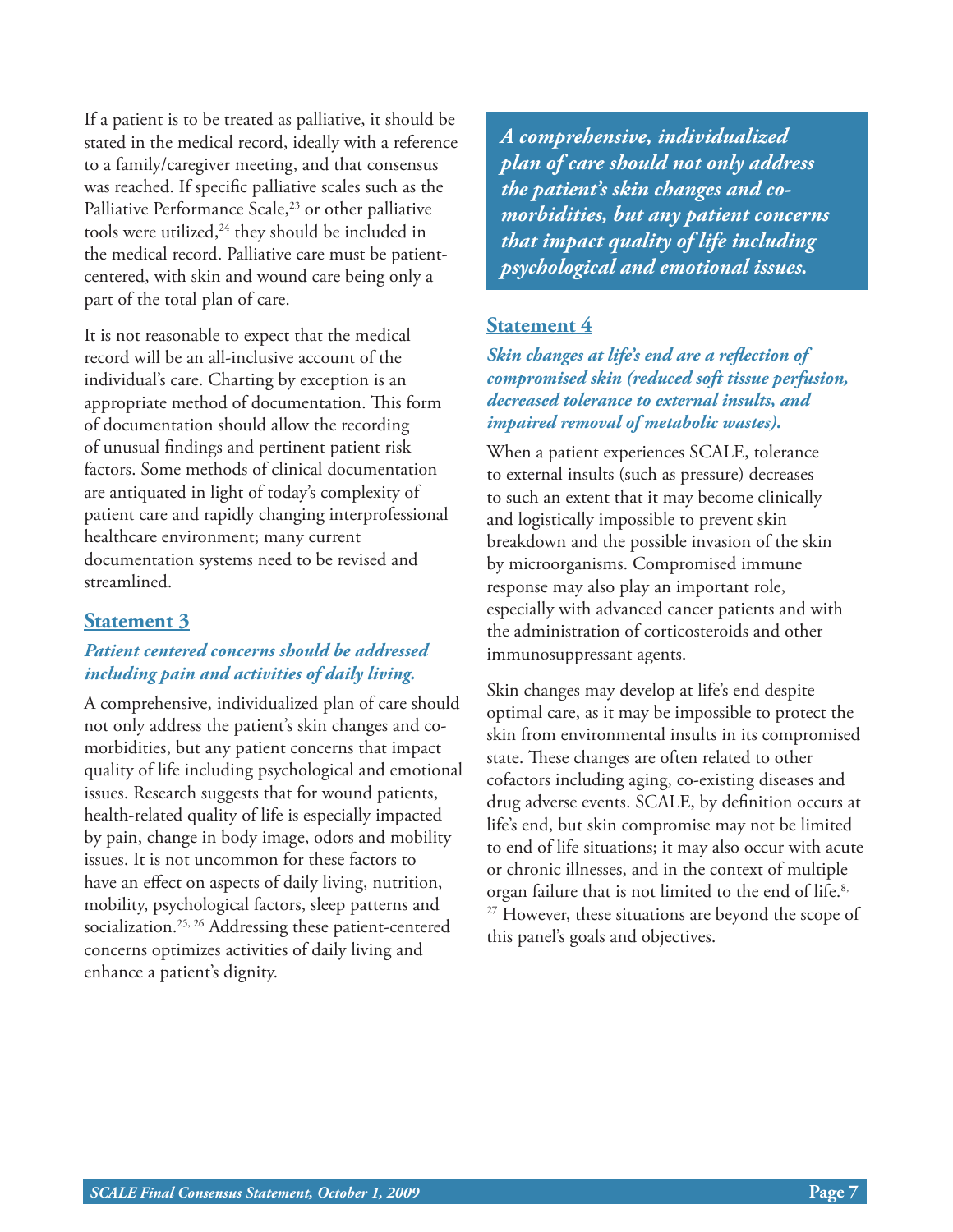If a patient is to be treated as palliative, it should be stated in the medical record, ideally with a reference to a family/caregiver meeting, and that consensus was reached. If specific palliative scales such as the Palliative Performance Scale,[23] or other palliative tools were utilized,[24] they should be included in the medical record. Palliative care must be patient-centered, with skin and wound care being only a part of the total plan of care.

It is not reasonable to expect that the medical record will be an all-inclusive account of the individual's care. Charting by exception is an appropriate method of documentation. This form of documentation should allow the recording of unusual findings and pertinent patient risk factors. Some methods of clinical documentation are antiquated in light of today's complexity of patient care and rapidly changing interprofessional healthcare environment; many current documentation systems need to be revised and streamlined.

## Statement 3

***Patient centered concerns should be addressed including pain and activities of daily living.***

A comprehensive, individualized plan of care should not only address the patient's skin changes and co-morbidities, but any patient concerns that impact quality of life including psychological and emotional issues. Research suggests that for wound patients, health-related quality of life is especially impacted by pain, change in body image, odors and mobility issues. It is not uncommon for these factors to have an effect on aspects of daily living, nutrition, mobility, psychological factors, sleep patterns and socialization.[25, 26] Addressing these patient-centered concerns optimizes activities of daily living and enhance a patient's dignity.

> ***A comprehensive, individualized plan of care should not only address the patient's skin changes and co-morbidities, but any patient concerns that impact quality of life including psychological and emotional issues.***

## Statement 4

***Skin changes at life's end are a reflection of compromised skin (reduced soft tissue perfusion, decreased tolerance to external insults, and impaired removal of metabolic wastes).***

When a patient experiences SCALE, tolerance to external insults (such as pressure) decreases to such an extent that it may become clinically and logistically impossible to prevent skin breakdown and the possible invasion of the skin by microorganisms. Compromised immune response may also play an important role, especially with advanced cancer patients and with the administration of corticosteroids and other immunosuppressant agents.

Skin changes may develop at life's end despite optimal care, as it may be impossible to protect the skin from environmental insults in its compromised state. These changes are often related to other cofactors including aging, co-existing diseases and drug adverse events. SCALE, by definition occurs at life's end, but skin compromise may not be limited to end of life situations; it may also occur with acute or chronic illnesses, and in the context of multiple organ failure that is not limited to the end of life.[8, 27] However, these situations are beyond the scope of this panel's goals and objectives.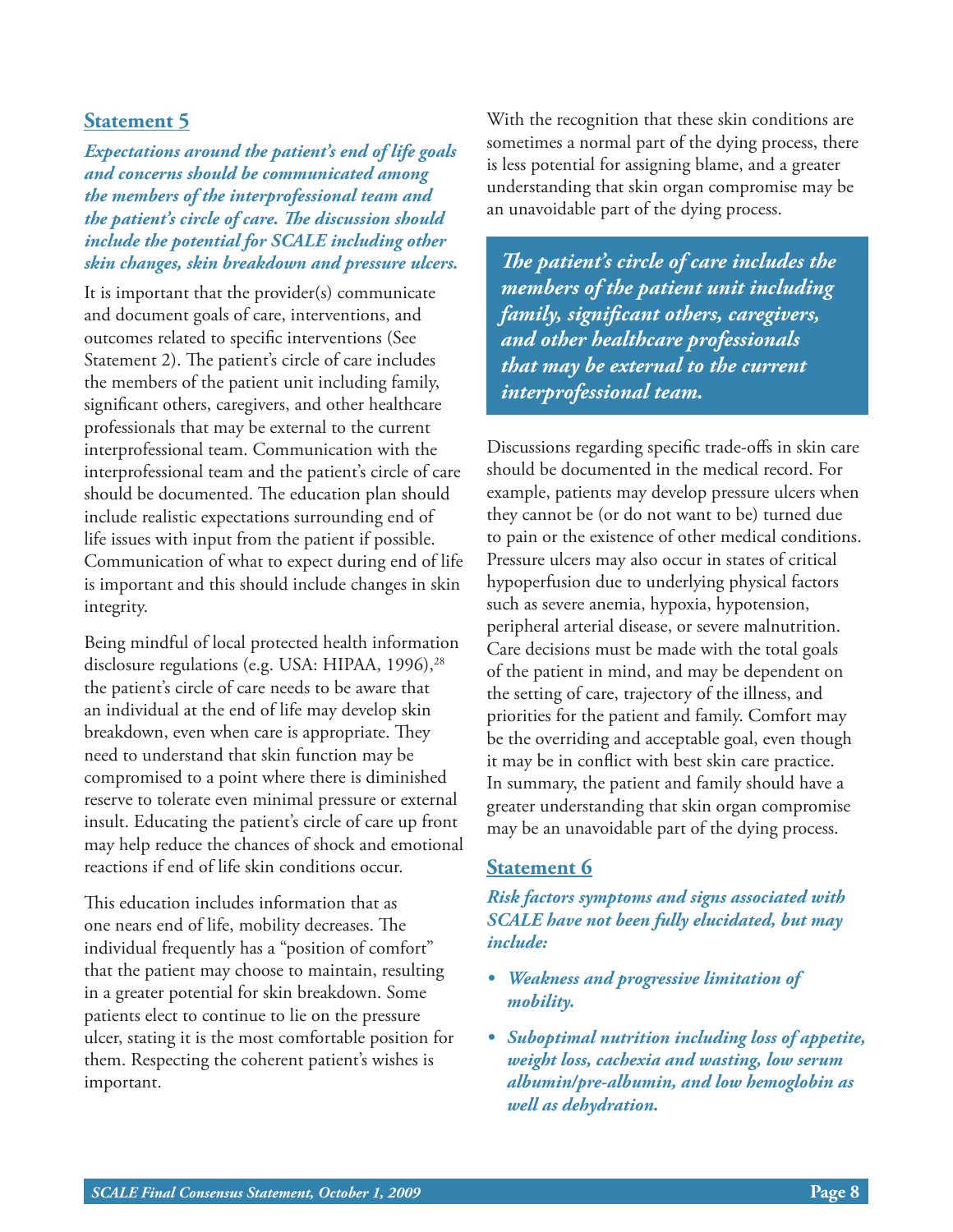## Statement 5

***Expectations around the patient's end of life goals and concerns should be communicated among the members of the interprofessional team and the patient's circle of care. The discussion should include the potential for SCALE including other skin changes, skin breakdown and pressure ulcers.***

It is important that the provider(s) communicate and document goals of care, interventions, and outcomes related to specific interventions (See Statement 2). The patient's circle of care includes the members of the patient unit including family, significant others, caregivers, and other healthcare professionals that may be external to the current interprofessional team. Communication with the interprofessional team and the patient's circle of care should be documented. The education plan should include realistic expectations surrounding end of life issues with input from the patient if possible. Communication of what to expect during end of life is important and this should include changes in skin integrity.

Being mindful of local protected health information disclosure regulations (e.g. USA: HIPAA, 1996),[28] the patient's circle of care needs to be aware that an individual at the end of life may develop skin breakdown, even when care is appropriate. They need to understand that skin function may be compromised to a point where there is diminished reserve to tolerate even minimal pressure or external insult. Educating the patient's circle of care up front may help reduce the chances of shock and emotional reactions if end of life skin conditions occur.

This education includes information that as one nears end of life, mobility decreases. The individual frequently has a "position of comfort" that the patient may choose to maintain, resulting in a greater potential for skin breakdown. Some patients elect to continue to lie on the pressure ulcer, stating it is the most comfortable position for them. Respecting the coherent patient's wishes is important.

With the recognition that these skin conditions are sometimes a normal part of the dying process, there is less potential for assigning blame, and a greater understanding that skin organ compromise may be an unavoidable part of the dying process.

> ***The patient's circle of care includes the members of the patient unit including family, significant others, caregivers, and other healthcare professionals that may be external to the current interprofessional team.***

Discussions regarding specific trade-offs in skin care should be documented in the medical record. For example, patients may develop pressure ulcers when they cannot be (or do not want to be) turned due to pain or the existence of other medical conditions. Pressure ulcers may also occur in states of critical hypoperfusion due to underlying physical factors such as severe anemia, hypoxia, hypotension, peripheral arterial disease, or severe malnutrition. Care decisions must be made with the total goals of the patient in mind, and may be dependent on the setting of care, trajectory of the illness, and priorities for the patient and family. Comfort may be the overriding and acceptable goal, even though it may be in conflict with best skin care practice. In summary, the patient and family should have a greater understanding that skin organ compromise may be an unavoidable part of the dying process.

## Statement 6

***Risk factors symptoms and signs associated with SCALE have not been fully elucidated, but may include:***

- ***Weakness and progressive limitation of mobility.***
- ***Suboptimal nutrition including loss of appetite, weight loss, cachexia and wasting, low serum albumin/pre-albumin, and low hemoglobin as well as dehydration.***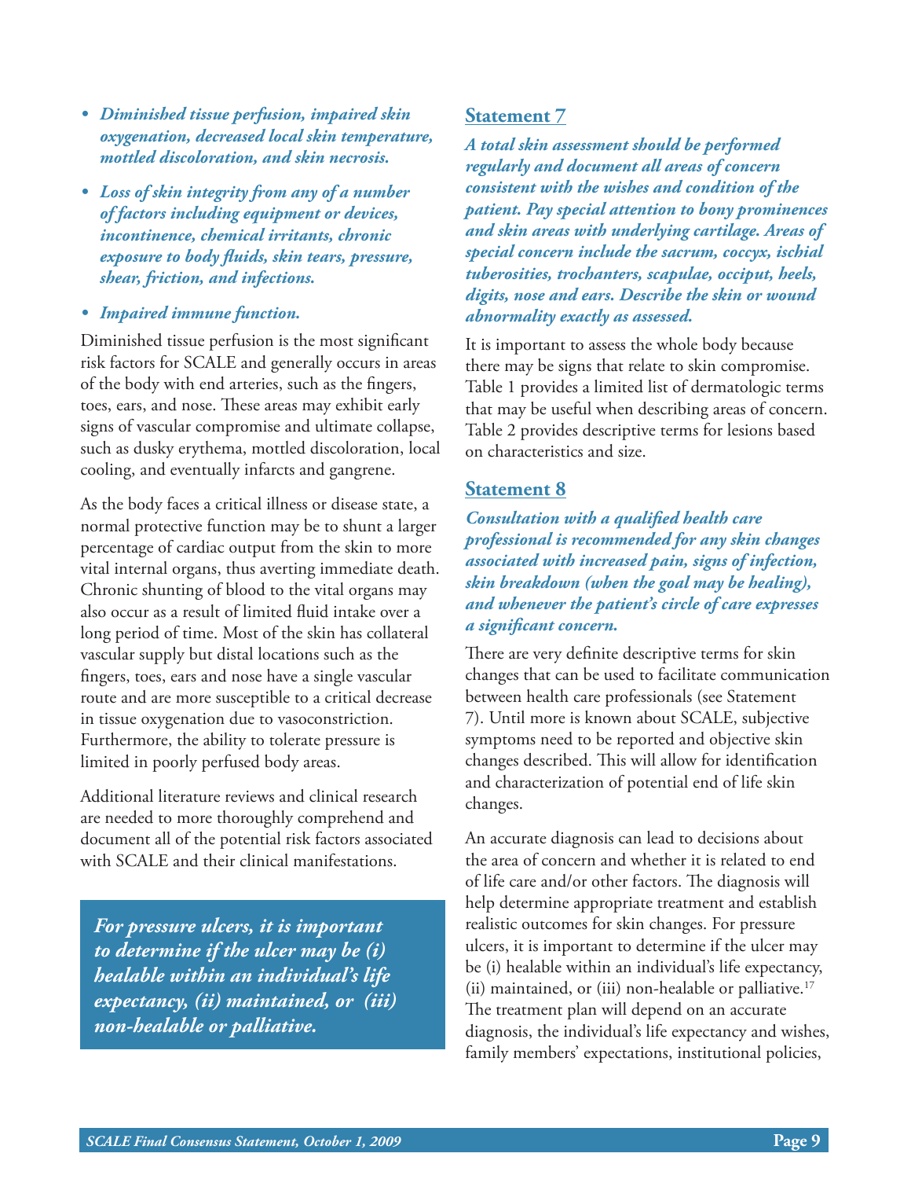- ***Diminished tissue perfusion, impaired skin oxygenation, decreased local skin temperature, mottled discoloration, and skin necrosis.***
- ***Loss of skin integrity from any of a number of factors including equipment or devices, incontinence, chemical irritants, chronic exposure to body fluids, skin tears, pressure, shear, friction, and infections.***
- ***Impaired immune function.***

Diminished tissue perfusion is the most significant risk factors for SCALE and generally occurs in areas of the body with end arteries, such as the fingers, toes, ears, and nose. These areas may exhibit early signs of vascular compromise and ultimate collapse, such as dusky erythema, mottled discoloration, local cooling, and eventually infarcts and gangrene.

As the body faces a critical illness or disease state, a normal protective function may be to shunt a larger percentage of cardiac output from the skin to more vital internal organs, thus averting immediate death. Chronic shunting of blood to the vital organs may also occur as a result of limited fluid intake over a long period of time. Most of the skin has collateral vascular supply but distal locations such as the fingers, toes, ears and nose have a single vascular route and are more susceptible to a critical decrease in tissue oxygenation due to vasoconstriction. Furthermore, the ability to tolerate pressure is limited in poorly perfused body areas.

Additional literature reviews and clinical research are needed to more thoroughly comprehend and document all of the potential risk factors associated with SCALE and their clinical manifestations.

> ***For pressure ulcers, it is important to determine if the ulcer may be (i) healable within an individual's life expectancy, (ii) maintained, or (iii) non-healable or palliative.***

## Statement 7

***A total skin assessment should be performed regularly and document all areas of concern consistent with the wishes and condition of the patient. Pay special attention to bony prominences and skin areas with underlying cartilage. Areas of special concern include the sacrum, coccyx, ischial tuberosities, trochanters, scapulae, occiput, heels, digits, nose and ears. Describe the skin or wound abnormality exactly as assessed.***

It is important to assess the whole body because there may be signs that relate to skin compromise. Table 1 provides a limited list of dermatologic terms that may be useful when describing areas of concern. Table 2 provides descriptive terms for lesions based on characteristics and size.

## Statement 8

***Consultation with a qualified health care professional is recommended for any skin changes associated with increased pain, signs of infection, skin breakdown (when the goal may be healing), and whenever the patient's circle of care expresses a significant concern.***

There are very definite descriptive terms for skin changes that can be used to facilitate communication between health care professionals (see Statement 7). Until more is known about SCALE, subjective symptoms need to be reported and objective skin changes described. This will allow for identification and characterization of potential end of life skin changes.

An accurate diagnosis can lead to decisions about the area of concern and whether it is related to end of life care and/or other factors. The diagnosis will help determine appropriate treatment and establish realistic outcomes for skin changes. For pressure ulcers, it is important to determine if the ulcer may be (i) healable within an individual's life expectancy, (ii) maintained, or (iii) non-healable or palliative.[17] The treatment plan will depend on an accurate diagnosis, the individual's life expectancy and wishes, family members' expectations, institutional policies,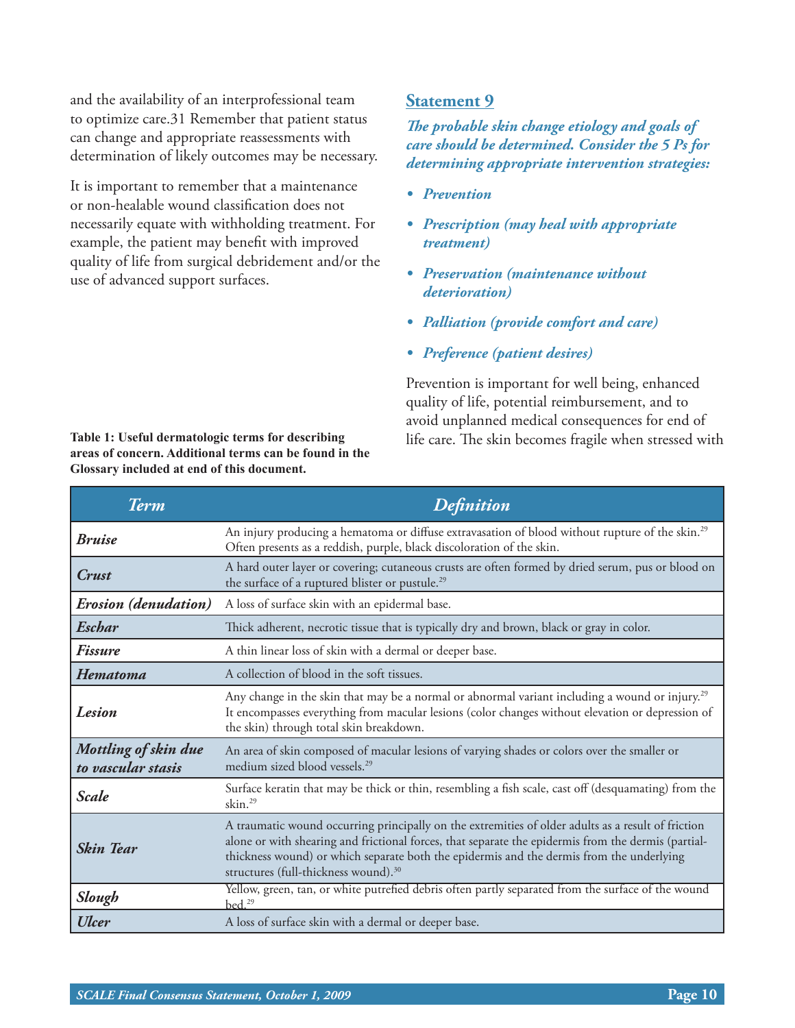and the availability of an interprofessional team to optimize care.31 Remember that patient status can change and appropriate reassessments with determination of likely outcomes may be necessary.

It is important to remember that a maintenance or non-healable wound classification does not necessarily equate with withholding treatment. For example, the patient may benefit with improved quality of life from surgical debridement and/or the use of advanced support surfaces.

## Statement 9

***The probable skin change etiology and goals of care should be determined. Consider the 5 Ps for determining appropriate intervention strategies:***

- ***Prevention***
- ***Prescription (may heal with appropriate treatment)***
- ***Preservation (maintenance without deterioration)***
- ***Palliation (provide comfort and care)***
- ***Preference (patient desires)***

Prevention is important for well being, enhanced quality of life, potential reimbursement, and to avoid unplanned medical consequences for end of life care. The skin becomes fragile when stressed with

**Table 1: Useful dermatologic terms for describing areas of concern. Additional terms can be found in the Glossary included at end of this document.**

| *Term* | *Definition* |
|---|---|
| ***Bruise*** | An injury producing a hematoma or diffuse extravasation of blood without rupture of the skin.[29] Often presents as a reddish, purple, black discoloration of the skin. |
| ***Crust*** | A hard outer layer or covering; cutaneous crusts are often formed by dried serum, pus or blood on the surface of a ruptured blister or pustule.[29] |
| ***Erosion (denudation)*** | A loss of surface skin with an epidermal base. |
| ***Eschar*** | Thick adherent, necrotic tissue that is typically dry and brown, black or gray in color. |
| ***Fissure*** | A thin linear loss of skin with a dermal or deeper base. |
| ***Hematoma*** | A collection of blood in the soft tissues. |
| ***Lesion*** | Any change in the skin that may be a normal or abnormal variant including a wound or injury.[29] It encompasses everything from macular lesions (color changes without elevation or depression of the skin) through total skin breakdown. |
| ***Mottling of skin due to vascular stasis*** | An area of skin composed of macular lesions of varying shades or colors over the smaller or medium sized blood vessels.[29] |
| ***Scale*** | Surface keratin that may be thick or thin, resembling a fish scale, cast off (desquamating) from the skin.[29] |
| ***Skin Tear*** | A traumatic wound occurring principally on the extremities of older adults as a result of friction alone or with shearing and frictional forces, that separate the epidermis from the dermis (partial-thickness wound) or which separate both the epidermis and the dermis from the underlying structures (full-thickness wound).[30] |
| ***Slough*** | Yellow, green, tan, or white putrefied debris often partly separated from the surface of the wound bed.[29] |
| ***Ulcer*** | A loss of surface skin with a dermal or deeper base. |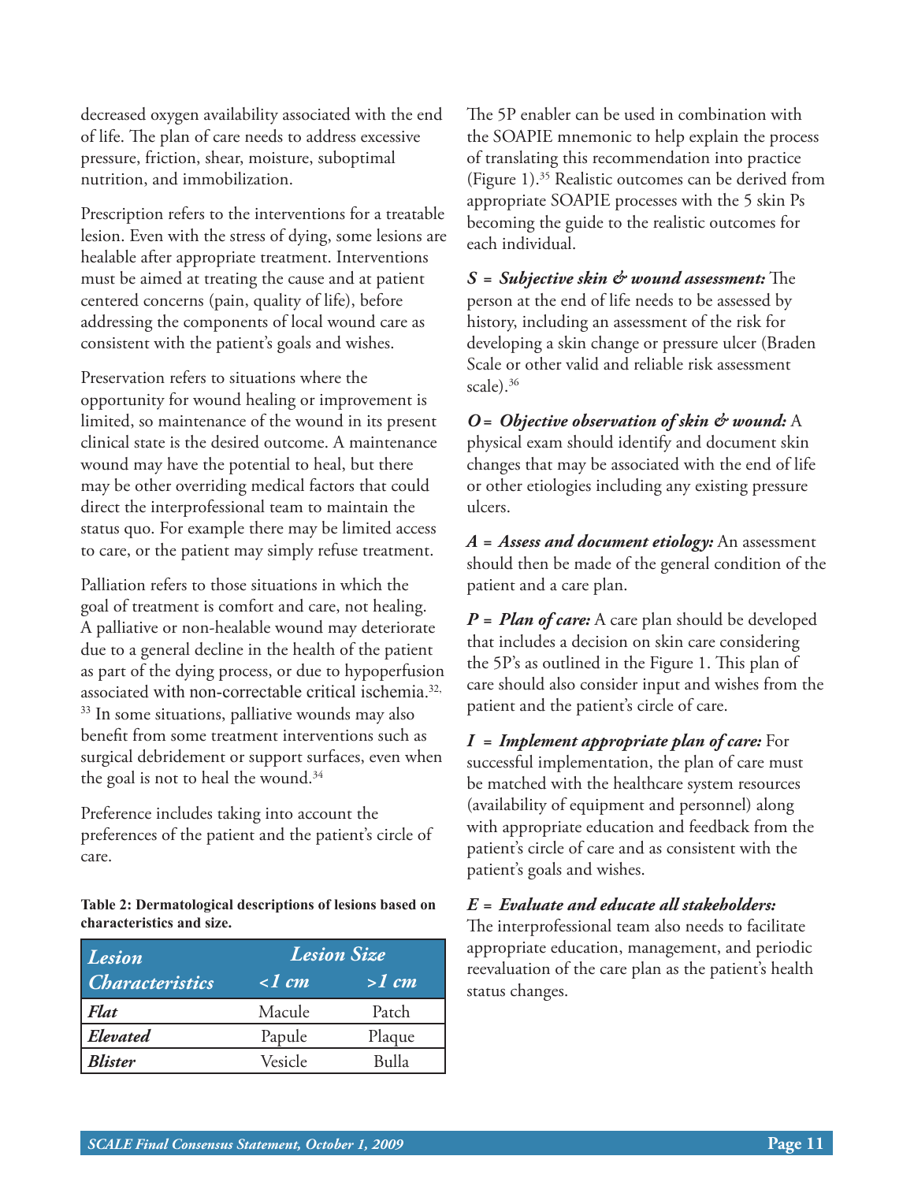decreased oxygen availability associated with the end of life. The plan of care needs to address excessive pressure, friction, shear, moisture, suboptimal nutrition, and immobilization.

Prescription refers to the interventions for a treatable lesion. Even with the stress of dying, some lesions are healable after appropriate treatment. Interventions must be aimed at treating the cause and at patient centered concerns (pain, quality of life), before addressing the components of local wound care as consistent with the patient's goals and wishes.

Preservation refers to situations where the opportunity for wound healing or improvement is limited, so maintenance of the wound in its present clinical state is the desired outcome. A maintenance wound may have the potential to heal, but there may be other overriding medical factors that could direct the interprofessional team to maintain the status quo. For example there may be limited access to care, or the patient may simply refuse treatment.

Palliation refers to those situations in which the goal of treatment is comfort and care, not healing. A palliative or non-healable wound may deteriorate due to a general decline in the health of the patient as part of the dying process, or due to hypoperfusion associated with non-correctable critical ischemia.[32, 33] In some situations, palliative wounds may also benefit from some treatment interventions such as surgical debridement or support surfaces, even when the goal is not to heal the wound.[34]

Preference includes taking into account the preferences of the patient and the patient's circle of care.

**Table 2: Dermatological descriptions of lesions based on characteristics and size.**

| *Lesion Characteristics* | *Lesion Size* | |
|---|---|---|
| | *<1 cm* | *>1 cm* |
| ***Flat*** | Macule | Patch |
| ***Elevated*** | Papule | Plaque |
| ***Blister*** | Vesicle | Bulla |

The 5P enabler can be used in combination with the SOAPIE mnemonic to help explain the process of translating this recommendation into practice (Figure 1).[35] Realistic outcomes can be derived from appropriate SOAPIE processes with the 5 skin Ps becoming the guide to the realistic outcomes for each individual.

***S = Subjective skin & wound assessment:*** The person at the end of life needs to be assessed by history, including an assessment of the risk for developing a skin change or pressure ulcer (Braden Scale or other valid and reliable risk assessment scale).[36]

***O = Objective observation of skin & wound:*** A physical exam should identify and document skin changes that may be associated with the end of life or other etiologies including any existing pressure ulcers.

***A = Assess and document etiology:*** An assessment should then be made of the general condition of the patient and a care plan.

***P = Plan of care:*** A care plan should be developed that includes a decision on skin care considering the 5P's as outlined in the Figure 1. This plan of care should also consider input and wishes from the patient and the patient's circle of care.

***I = Implement appropriate plan of care:*** For successful implementation, the plan of care must be matched with the healthcare system resources (availability of equipment and personnel) along with appropriate education and feedback from the patient's circle of care and as consistent with the patient's goals and wishes.

***E = Evaluate and educate all stakeholders:*** The interprofessional team also needs to facilitate appropriate education, management, and periodic reevaluation of the care plan as the patient's health status changes.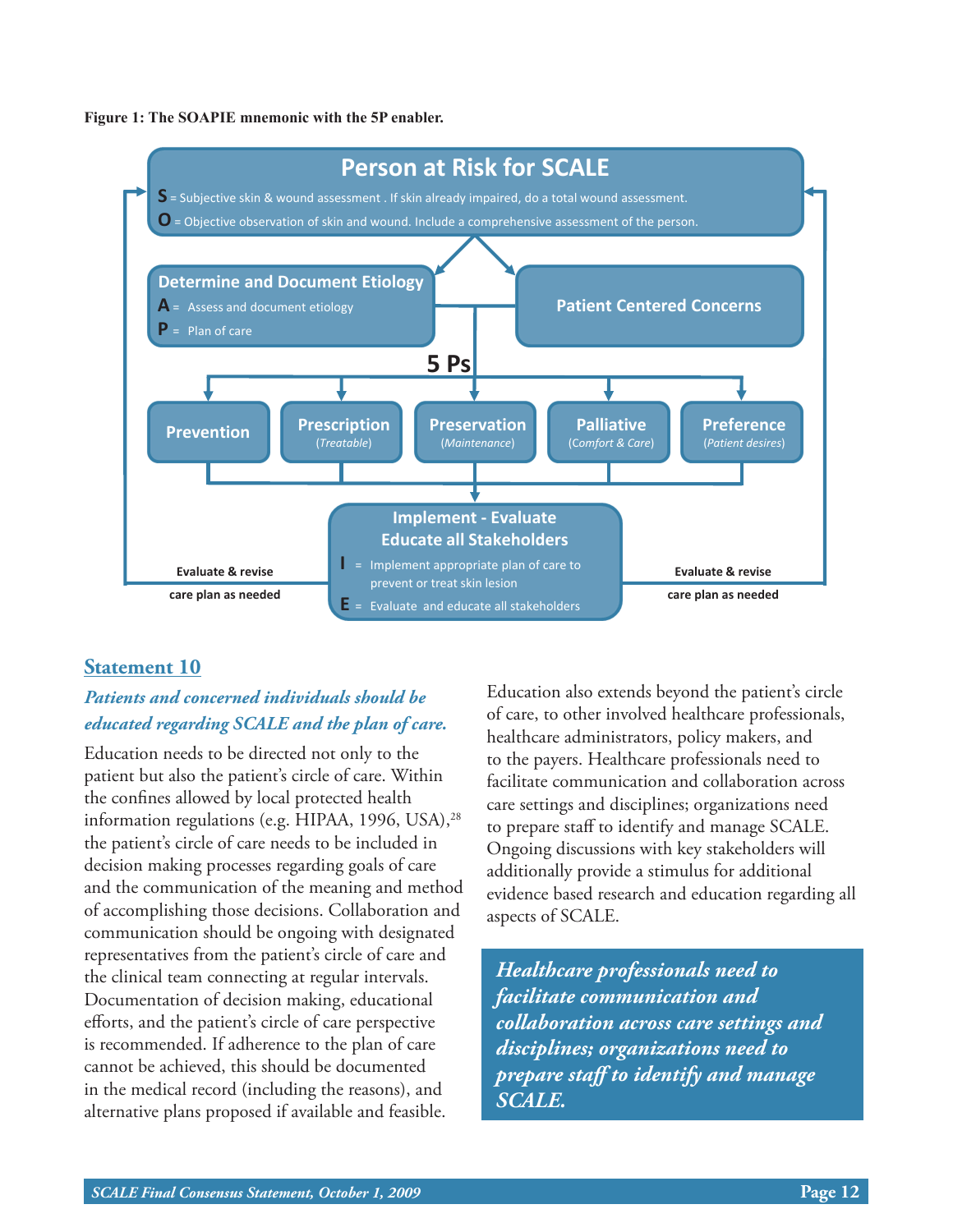**Figure 1: The SOAPIE mnemonic with the 5P enabler.**

**Person at Risk for SCALE**

**S** = Subjective skin & wound assessment . If skin already impaired, do a total wound assessment.

**O** = Objective observation of skin and wound. Include a comprehensive assessment of the person.

**Determine and Document Etiology**

**A** = Assess and document etiology

**P** = Plan of care

**Patient Centered Concerns**

**5 Ps**

- **Prevention**
- **Prescription** (Treatable)
- **Preservation** (Maintenance)
- **Palliative** (Comfort & Care)
- **Preference** (Patient desires)

**Implement - Evaluate Educate all Stakeholders**

**I** = Implement appropriate plan of care to prevent or treat skin lesion

**E** = Evaluate and educate all stakeholders

Evaluate & revise care plan as needed

Evaluate & revise care plan as needed

## Statement 10

***Patients and concerned individuals should be educated regarding SCALE and the plan of care.***

Education needs to be directed not only to the patient but also the patient's circle of care. Within the confines allowed by local protected health information regulations (e.g. HIPAA, 1996, USA),[28] the patient's circle of care needs to be included in decision making processes regarding goals of care and the communication of the meaning and method of accomplishing those decisions. Collaboration and communication should be ongoing with designated representatives from the patient's circle of care and the clinical team connecting at regular intervals. Documentation of decision making, educational efforts, and the patient's circle of care perspective is recommended. If adherence to the plan of care cannot be achieved, this should be documented in the medical record (including the reasons), and alternative plans proposed if available and feasible.

Education also extends beyond the patient's circle of care, to other involved healthcare professionals, healthcare administrators, policy makers, and to the payers. Healthcare professionals need to facilitate communication and collaboration across care settings and disciplines; organizations need to prepare staff to identify and manage SCALE. Ongoing discussions with key stakeholders will additionally provide a stimulus for additional evidence based research and education regarding all aspects of SCALE.

> ***Healthcare professionals need to facilitate communication and collaboration across care settings and disciplines; organizations need to prepare staff to identify and manage SCALE.***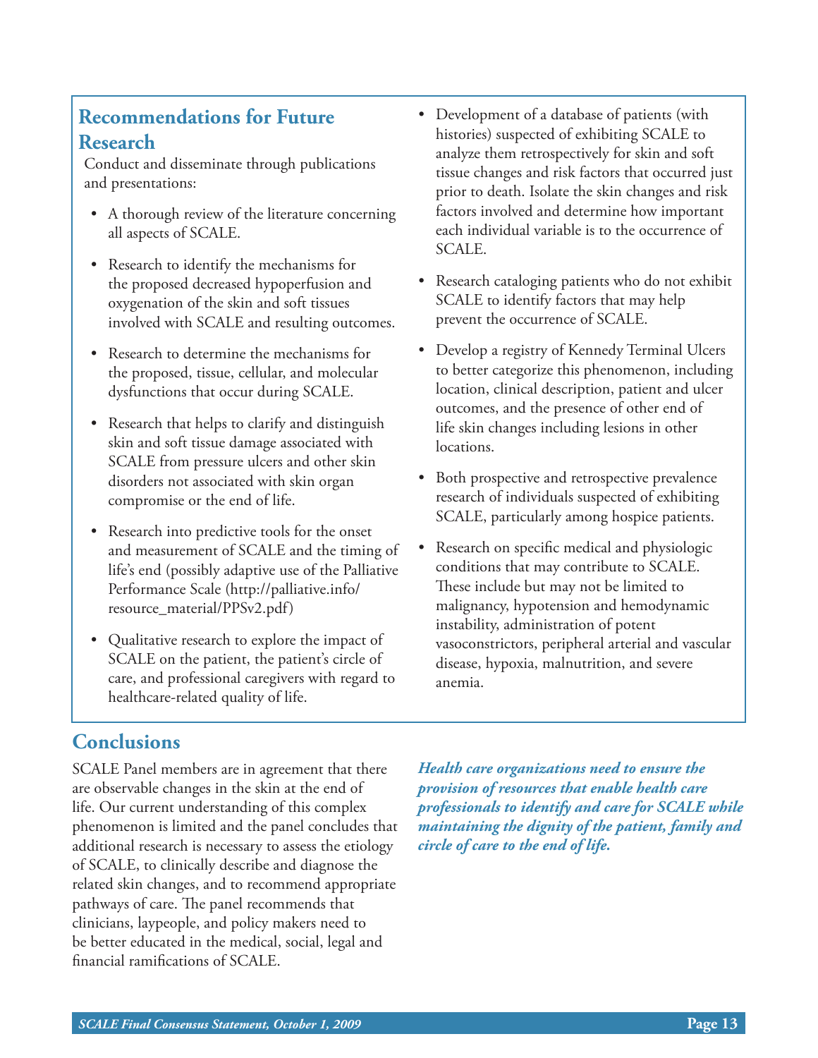## Recommendations for Future Research

Conduct and disseminate through publications and presentations:

- A thorough review of the literature concerning all aspects of SCALE.
- Research to identify the mechanisms for the proposed decreased hypoperfusion and oxygenation of the skin and soft tissues involved with SCALE and resulting outcomes.
- Research to determine the mechanisms for the proposed, tissue, cellular, and molecular dysfunctions that occur during SCALE.
- Research that helps to clarify and distinguish skin and soft tissue damage associated with SCALE from pressure ulcers and other skin disorders not associated with skin organ compromise or the end of life.
- Research into predictive tools for the onset and measurement of SCALE and the timing of life's end (possibly adaptive use of the Palliative Performance Scale (http://palliative.info/resource_material/PPSv2.pdf)
- Qualitative research to explore the impact of SCALE on the patient, the patient's circle of care, and professional caregivers with regard to healthcare-related quality of life.
- Development of a database of patients (with histories) suspected of exhibiting SCALE to analyze them retrospectively for skin and soft tissue changes and risk factors that occurred just prior to death. Isolate the skin changes and risk factors involved and determine how important each individual variable is to the occurrence of SCALE.
- Research cataloging patients who do not exhibit SCALE to identify factors that may help prevent the occurrence of SCALE.
- Develop a registry of Kennedy Terminal Ulcers to better categorize this phenomenon, including location, clinical description, patient and ulcer outcomes, and the presence of other end of life skin changes including lesions in other locations.
- Both prospective and retrospective prevalence research of individuals suspected of exhibiting SCALE, particularly among hospice patients.
- Research on specific medical and physiologic conditions that may contribute to SCALE. These include but may not be limited to malignancy, hypotension and hemodynamic instability, administration of potent vasoconstrictors, peripheral arterial and vascular disease, hypoxia, malnutrition, and severe anemia.

## Conclusions

SCALE Panel members are in agreement that there are observable changes in the skin at the end of life. Our current understanding of this complex phenomenon is limited and the panel concludes that additional research is necessary to assess the etiology of SCALE, to clinically describe and diagnose the related skin changes, and to recommend appropriate pathways of care. The panel recommends that clinicians, laypeople, and policy makers need to be better educated in the medical, social, legal and financial ramifications of SCALE.

***Health care organizations need to ensure the provision of resources that enable health care professionals to identify and care for SCALE while maintaining the dignity of the patient, family and circle of care to the end of life.***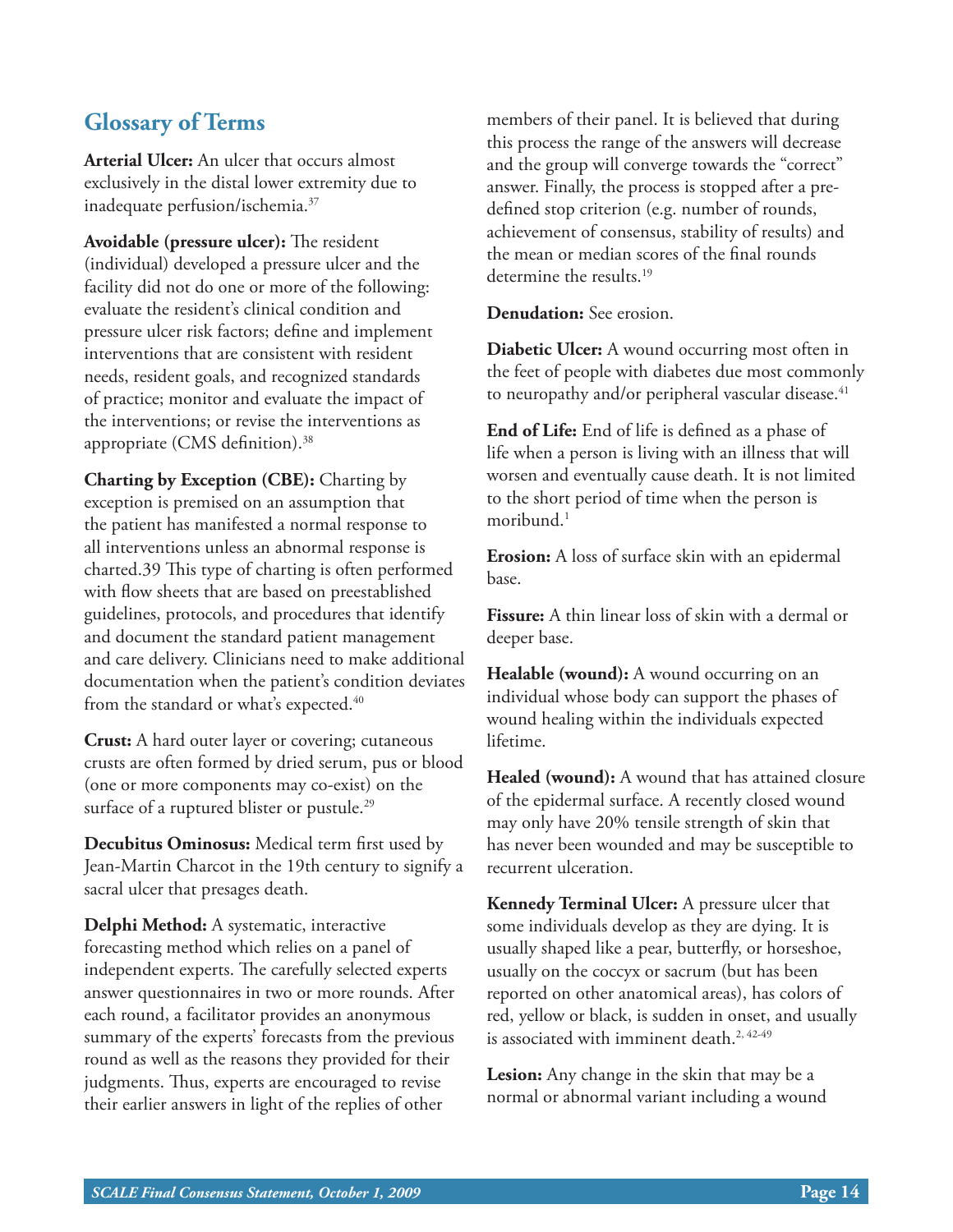## Glossary of Terms

**Arterial Ulcer:** An ulcer that occurs almost exclusively in the distal lower extremity due to inadequate perfusion/ischemia.[37]

**Avoidable (pressure ulcer):** The resident (individual) developed a pressure ulcer and the facility did not do one or more of the following: evaluate the resident's clinical condition and pressure ulcer risk factors; define and implement interventions that are consistent with resident needs, resident goals, and recognized standards of practice; monitor and evaluate the impact of the interventions; or revise the interventions as appropriate (CMS definition).[38]

**Charting by Exception (CBE):** Charting by exception is premised on an assumption that the patient has manifested a normal response to all interventions unless an abnormal response is charted.39 This type of charting is often performed with flow sheets that are based on preestablished guidelines, protocols, and procedures that identify and document the standard patient management and care delivery. Clinicians need to make additional documentation when the patient's condition deviates from the standard or what's expected.[40]

**Crust:** A hard outer layer or covering; cutaneous crusts are often formed by dried serum, pus or blood (one or more components may co-exist) on the surface of a ruptured blister or pustule.[29]

**Decubitus Ominosus:** Medical term first used by Jean-Martin Charcot in the 19th century to signify a sacral ulcer that presages death.

**Delphi Method:** A systematic, interactive forecasting method which relies on a panel of independent experts. The carefully selected experts answer questionnaires in two or more rounds. After each round, a facilitator provides an anonymous summary of the experts' forecasts from the previous round as well as the reasons they provided for their judgments. Thus, experts are encouraged to revise their earlier answers in light of the replies of other members of their panel. It is believed that during this process the range of the answers will decrease and the group will converge towards the "correct" answer. Finally, the process is stopped after a pre-defined stop criterion (e.g. number of rounds, achievement of consensus, stability of results) and the mean or median scores of the final rounds determine the results.[19]

**Denudation:** See erosion.

**Diabetic Ulcer:** A wound occurring most often in the feet of people with diabetes due most commonly to neuropathy and/or peripheral vascular disease.[41]

**End of Life:** End of life is defined as a phase of life when a person is living with an illness that will worsen and eventually cause death. It is not limited to the short period of time when the person is moribund.[1]

**Erosion:** A loss of surface skin with an epidermal base.

**Fissure:** A thin linear loss of skin with a dermal or deeper base.

**Healable (wound):** A wound occurring on an individual whose body can support the phases of wound healing within the individuals expected lifetime.

**Healed (wound):** A wound that has attained closure of the epidermal surface. A recently closed wound may only have 20% tensile strength of skin that has never been wounded and may be susceptible to recurrent ulceration.

**Kennedy Terminal Ulcer:** A pressure ulcer that some individuals develop as they are dying. It is usually shaped like a pear, butterfly, or horseshoe, usually on the coccyx or sacrum (but has been reported on other anatomical areas), has colors of red, yellow or black, is sudden in onset, and usually is associated with imminent death.[2, 42-49]

**Lesion:** Any change in the skin that may be a normal or abnormal variant including a wound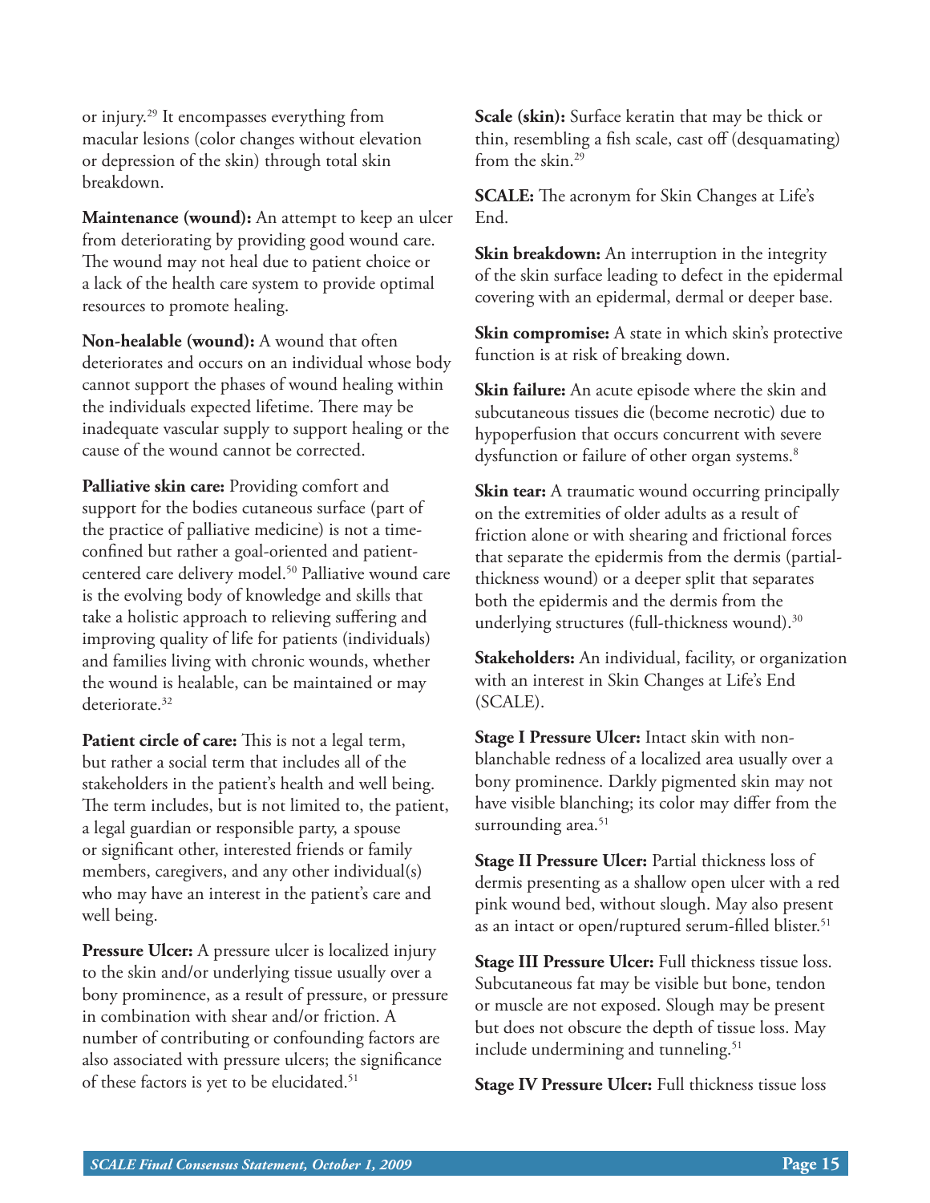or injury.[29] It encompasses everything from macular lesions (color changes without elevation or depression of the skin) through total skin breakdown.

**Maintenance (wound):** An attempt to keep an ulcer from deteriorating by providing good wound care. The wound may not heal due to patient choice or a lack of the health care system to provide optimal resources to promote healing.

**Non-healable (wound):** A wound that often deteriorates and occurs on an individual whose body cannot support the phases of wound healing within the individuals expected lifetime. There may be inadequate vascular supply to support healing or the cause of the wound cannot be corrected.

**Palliative skin care:** Providing comfort and support for the bodies cutaneous surface (part of the practice of palliative medicine) is not a time-confined but rather a goal-oriented and patient-centered care delivery model.[50] Palliative wound care is the evolving body of knowledge and skills that take a holistic approach to relieving suffering and improving quality of life for patients (individuals) and families living with chronic wounds, whether the wound is healable, can be maintained or may deteriorate.[32]

**Patient circle of care:** This is not a legal term, but rather a social term that includes all of the stakeholders in the patient's health and well being. The term includes, but is not limited to, the patient, a legal guardian or responsible party, a spouse or significant other, interested friends or family members, caregivers, and any other individual(s) who may have an interest in the patient's care and well being.

**Pressure Ulcer:** A pressure ulcer is localized injury to the skin and/or underlying tissue usually over a bony prominence, as a result of pressure, or pressure in combination with shear and/or friction. A number of contributing or confounding factors are also associated with pressure ulcers; the significance of these factors is yet to be elucidated.[51]

**Scale (skin):** Surface keratin that may be thick or thin, resembling a fish scale, cast off (desquamating) from the skin.[29]

**SCALE:** The acronym for Skin Changes at Life's End.

**Skin breakdown:** An interruption in the integrity of the skin surface leading to defect in the epidermal covering with an epidermal, dermal or deeper base.

**Skin compromise:** A state in which skin's protective function is at risk of breaking down.

**Skin failure:** An acute episode where the skin and subcutaneous tissues die (become necrotic) due to hypoperfusion that occurs concurrent with severe dysfunction or failure of other organ systems.[8]

**Skin tear:** A traumatic wound occurring principally on the extremities of older adults as a result of friction alone or with shearing and frictional forces that separate the epidermis from the dermis (partial-thickness wound) or a deeper split that separates both the epidermis and the dermis from the underlying structures (full-thickness wound).[30]

**Stakeholders:** An individual, facility, or organization with an interest in Skin Changes at Life's End (SCALE).

**Stage I Pressure Ulcer:** Intact skin with non-blanchable redness of a localized area usually over a bony prominence. Darkly pigmented skin may not have visible blanching; its color may differ from the surrounding area.[51]

**Stage II Pressure Ulcer:** Partial thickness loss of dermis presenting as a shallow open ulcer with a red pink wound bed, without slough. May also present as an intact or open/ruptured serum-filled blister.[51]

**Stage III Pressure Ulcer:** Full thickness tissue loss. Subcutaneous fat may be visible but bone, tendon or muscle are not exposed. Slough may be present but does not obscure the depth of tissue loss. May include undermining and tunneling.[51]

**Stage IV Pressure Ulcer:** Full thickness tissue loss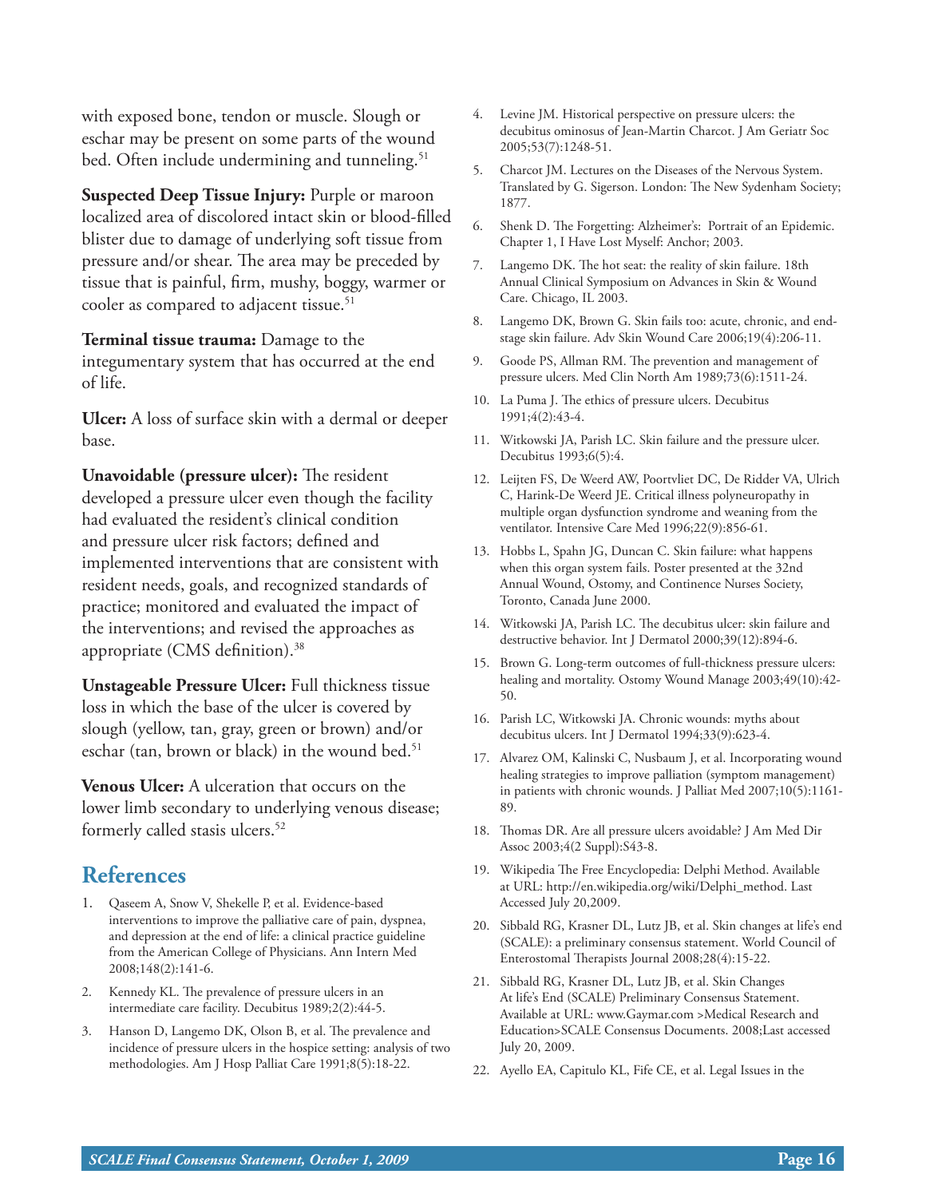with exposed bone, tendon or muscle. Slough or eschar may be present on some parts of the wound bed. Often include undermining and tunneling.[51]

**Suspected Deep Tissue Injury:** Purple or maroon localized area of discolored intact skin or blood-filled blister due to damage of underlying soft tissue from pressure and/or shear. The area may be preceded by tissue that is painful, firm, mushy, boggy, warmer or cooler as compared to adjacent tissue.[51]

**Terminal tissue trauma:** Damage to the integumentary system that has occurred at the end of life.

**Ulcer:** A loss of surface skin with a dermal or deeper base.

**Unavoidable (pressure ulcer):** The resident developed a pressure ulcer even though the facility had evaluated the resident's clinical condition and pressure ulcer risk factors; defined and implemented interventions that are consistent with resident needs, goals, and recognized standards of practice; monitored and evaluated the impact of the interventions; and revised the approaches as appropriate (CMS definition).[38]

**Unstageable Pressure Ulcer:** Full thickness tissue loss in which the base of the ulcer is covered by slough (yellow, tan, gray, green or brown) and/or eschar (tan, brown or black) in the wound bed.[51]

**Venous Ulcer:** A ulceration that occurs on the lower limb secondary to underlying venous disease; formerly called stasis ulcers.[52]

## References

1. Qaseem A, Snow V, Shekelle P, et al. Evidence-based interventions to improve the palliative care of pain, dyspnea, and depression at the end of life: a clinical practice guideline from the American College of Physicians. Ann Intern Med 2008;148(2):141-6.
2. Kennedy KL. The prevalence of pressure ulcers in an intermediate care facility. Decubitus 1989;2(2):44-5.
3. Hanson D, Langemo DK, Olson B, et al. The prevalence and incidence of pressure ulcers in the hospice setting: analysis of two methodologies. Am J Hosp Palliat Care 1991;8(5):18-22.
4. Levine JM. Historical perspective on pressure ulcers: the decubitus ominosus of Jean-Martin Charcot. J Am Geriatr Soc 2005;53(7):1248-51.
5. Charcot JM. Lectures on the Diseases of the Nervous System. Translated by G. Sigerson. London: The New Sydenham Society; 1877.
6. Shenk D. The Forgetting: Alzheimer's: Portrait of an Epidemic. Chapter 1, I Have Lost Myself: Anchor; 2003.
7. Langemo DK. The hot seat: the reality of skin failure. 18th Annual Clinical Symposium on Advances in Skin & Wound Care. Chicago, IL 2003.
8. Langemo DK, Brown G. Skin fails too: acute, chronic, and end-stage skin failure. Adv Skin Wound Care 2006;19(4):206-11.
9. Goode PS, Allman RM. The prevention and management of pressure ulcers. Med Clin North Am 1989;73(6):1511-24.
10. La Puma J. The ethics of pressure ulcers. Decubitus 1991;4(2):43-4.
11. Witkowski JA, Parish LC. Skin failure and the pressure ulcer. Decubitus 1993;6(5):4.
12. Leijten FS, De Weerd AW, Poortvliet DC, De Ridder VA, Ulrich C, Harink-De Weerd JE. Critical illness polyneuropathy in multiple organ dysfunction syndrome and weaning from the ventilator. Intensive Care Med 1996;22(9):856-61.
13. Hobbs L, Spahn JG, Duncan C. Skin failure: what happens when this organ system fails. Poster presented at the 32nd Annual Wound, Ostomy, and Continence Nurses Society, Toronto, Canada June 2000.
14. Witkowski JA, Parish LC. The decubitus ulcer: skin failure and destructive behavior. Int J Dermatol 2000;39(12):894-6.
15. Brown G. Long-term outcomes of full-thickness pressure ulcers: healing and mortality. Ostomy Wound Manage 2003;49(10):42-50.
16. Parish LC, Witkowski JA. Chronic wounds: myths about decubitus ulcers. Int J Dermatol 1994;33(9):623-4.
17. Alvarez OM, Kalinski C, Nusbaum J, et al. Incorporating wound healing strategies to improve palliation (symptom management) in patients with chronic wounds. J Palliat Med 2007;10(5):1161-89.
18. Thomas DR. Are all pressure ulcers avoidable? J Am Med Dir Assoc 2003;4(2 Suppl):S43-8.
19. Wikipedia The Free Encyclopedia: Delphi Method. Available at URL: http://en.wikipedia.org/wiki/Delphi_method. Last Accessed July 20,2009.
20. Sibbald RG, Krasner DL, Lutz JB, et al. Skin changes at life's end (SCALE): a preliminary consensus statement. World Council of Enterostomal Therapists Journal 2008;28(4):15-22.
21. Sibbald RG, Krasner DL, Lutz JB, et al. Skin Changes At life's End (SCALE) Preliminary Consensus Statement. Available at URL: www.Gaymar.com >Medical Research and Education>SCALE Consensus Documents. 2008;Last accessed July 20, 2009.
22. Ayello EA, Capitulo KL, Fife CE, et al. Legal Issues in the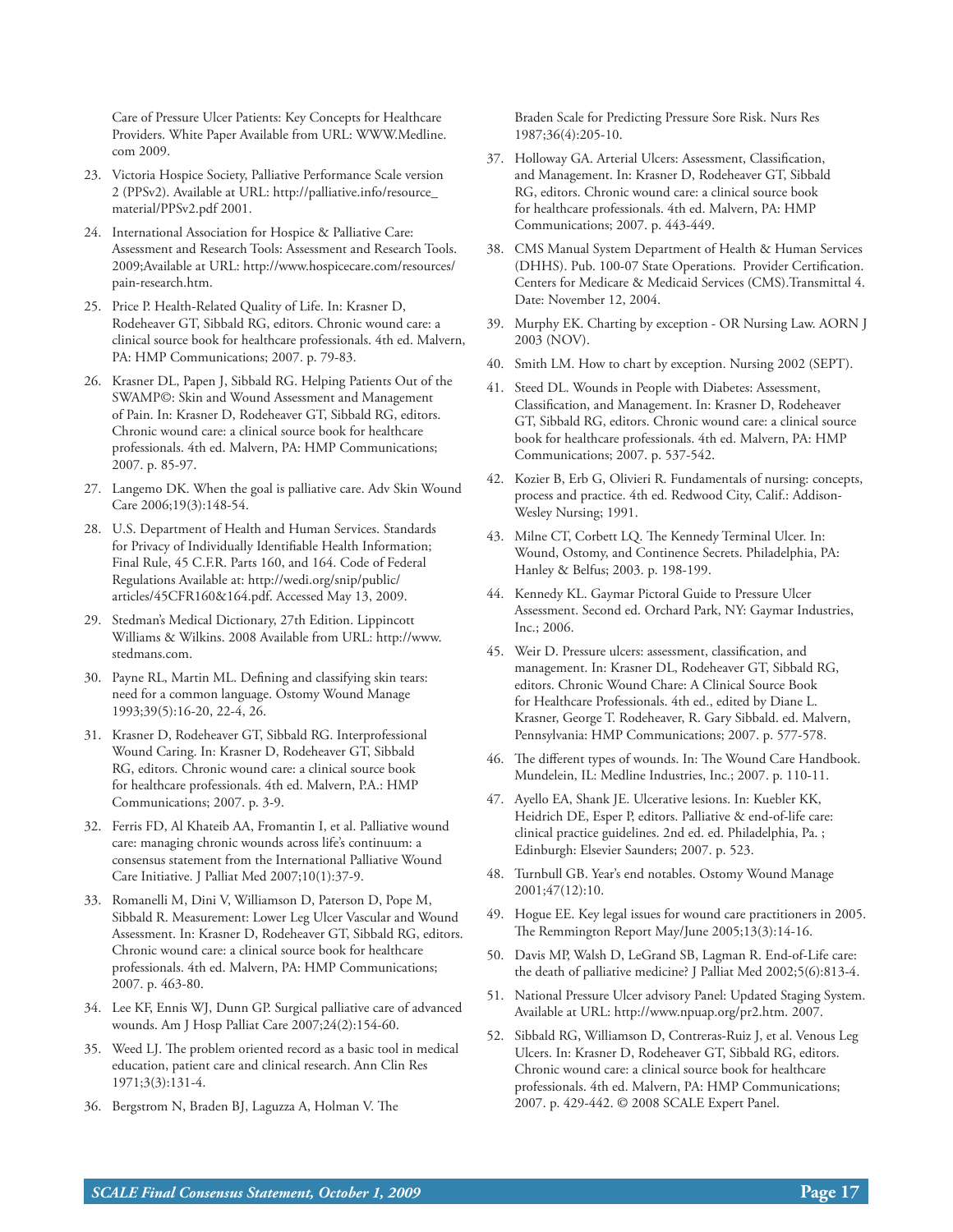Care of Pressure Ulcer Patients: Key Concepts for Healthcare Providers. White Paper Available from URL: WWW.Medline.com 2009.

23. Victoria Hospice Society, Palliative Performance Scale version 2 (PPSv2). Available at URL: http://palliative.info/resource_material/PPSv2.pdf 2001.

24. International Association for Hospice & Palliative Care: Assessment and Research Tools: Assessment and Research Tools. 2009;Available at URL: http://www.hospicecare.com/resources/pain-research.htm.

25. Price P. Health-Related Quality of Life. In: Krasner D, Rodeheaver GT, Sibbald RG, editors. Chronic wound care: a clinical source book for healthcare professionals. 4th ed. Malvern, PA: HMP Communications; 2007. p. 79-83.

26. Krasner DL, Papen J, Sibbald RG. Helping Patients Out of the SWAMP©: Skin and Wound Assessment and Management of Pain. In: Krasner D, Rodeheaver GT, Sibbald RG, editors. Chronic wound care: a clinical source book for healthcare professionals. 4th ed. Malvern, PA: HMP Communications; 2007. p. 85-97.

27. Langemo DK. When the goal is palliative care. Adv Skin Wound Care 2006;19(3):148-54.

28. U.S. Department of Health and Human Services. Standards for Privacy of Individually Identifiable Health Information; Final Rule, 45 C.F.R. Parts 160, and 164. Code of Federal Regulations Available at: http://wedi.org/snip/public/articles/45CFR160&164.pdf. Accessed May 13, 2009.

29. Stedman's Medical Dictionary, 27th Edition. Lippincott Williams & Wilkins. 2008 Available from URL: http://www.stedmans.com.

30. Payne RL, Martin ML. Defining and classifying skin tears: need for a common language. Ostomy Wound Manage 1993;39(5):16-20, 22-4, 26.

31. Krasner D, Rodeheaver GT, Sibbald RG. Interprofessional Wound Caring. In: Krasner D, Rodeheaver GT, Sibbald RG, editors. Chronic wound care: a clinical source book for healthcare professionals. 4th ed. Malvern, P.A.: HMP Communications; 2007. p. 3-9.

32. Ferris FD, Al Khateib AA, Fromantin I, et al. Palliative wound care: managing chronic wounds across life's continuum: a consensus statement from the International Palliative Wound Care Initiative. J Palliat Med 2007;10(1):37-9.

33. Romanelli M, Dini V, Williamson D, Paterson D, Pope M, Sibbald R. Measurement: Lower Leg Ulcer Vascular and Wound Assessment. In: Krasner D, Rodeheaver GT, Sibbald RG, editors. Chronic wound care: a clinical source book for healthcare professionals. 4th ed. Malvern, PA: HMP Communications; 2007. p. 463-80.

34. Lee KF, Ennis WJ, Dunn GP. Surgical palliative care of advanced wounds. Am J Hosp Palliat Care 2007;24(2):154-60.

35. Weed LJ. The problem oriented record as a basic tool in medical education, patient care and clinical research. Ann Clin Res 1971;3(3):131-4.

36. Bergstrom N, Braden BJ, Laguzza A, Holman V. The Braden Scale for Predicting Pressure Sore Risk. Nurs Res 1987;36(4):205-10.

37. Holloway GA. Arterial Ulcers: Assessment, Classification, and Management. In: Krasner D, Rodeheaver GT, Sibbald RG, editors. Chronic wound care: a clinical source book for healthcare professionals. 4th ed. Malvern, PA: HMP Communications; 2007. p. 443-449.

38. CMS Manual System Department of Health & Human Services (DHHS). Pub. 100-07 State Operations. Provider Certification. Centers for Medicare & Medicaid Services (CMS).Transmittal 4. Date: November 12, 2004.

39. Murphy EK. Charting by exception - OR Nursing Law. AORN J 2003 (NOV).

40. Smith LM. How to chart by exception. Nursing 2002 (SEPT).

41. Steed DL. Wounds in People with Diabetes: Assessment, Classification, and Management. In: Krasner D, Rodeheaver GT, Sibbald RG, editors. Chronic wound care: a clinical source book for healthcare professionals. 4th ed. Malvern, PA: HMP Communications; 2007. p. 537-542.

42. Kozier B, Erb G, Olivieri R. Fundamentals of nursing: concepts, process and practice. 4th ed. Redwood City, Calif.: Addison-Wesley Nursing; 1991.

43. Milne CT, Corbett LQ. The Kennedy Terminal Ulcer. In: Wound, Ostomy, and Continence Secrets. Philadelphia, PA: Hanley & Belfus; 2003. p. 198-199.

44. Kennedy KL. Gaymar Pictoral Guide to Pressure Ulcer Assessment. Second ed. Orchard Park, NY: Gaymar Industries, Inc.; 2006.

45. Weir D. Pressure ulcers: assessment, classification, and management. In: Krasner DL, Rodeheaver GT, Sibbald RG, editors. Chronic Wound Chare: A Clinical Source Book for Healthcare Professionals. 4th ed., edited by Diane L. Krasner, George T. Rodeheaver, R. Gary Sibbald. ed. Malvern, Pennsylvania: HMP Communications; 2007. p. 577-578.

46. The different types of wounds. In: The Wound Care Handbook. Mundelein, IL: Medline Industries, Inc.; 2007. p. 110-11.

47. Ayello EA, Shank JE. Ulcerative lesions. In: Kuebler KK, Heidrich DE, Esper P, editors. Palliative & end-of-life care: clinical practice guidelines. 2nd ed. ed. Philadelphia, Pa. ; Edinburgh: Elsevier Saunders; 2007. p. 523.

48. Turnbull GB. Year's end notables. Ostomy Wound Manage 2001;47(12):10.

49. Hogue EE. Key legal issues for wound care practitioners in 2005. The Remmington Report May/June 2005;13(3):14-16.

50. Davis MP, Walsh D, LeGrand SB, Lagman R. End-of-Life care: the death of palliative medicine? J Palliat Med 2002;5(6):813-4.

51. National Pressure Ulcer advisory Panel: Updated Staging System. Available at URL: http://www.npuap.org/pr2.htm. 2007.

52. Sibbald RG, Williamson D, Contreras-Ruiz J, et al. Venous Leg Ulcers. In: Krasner D, Rodeheaver GT, Sibbald RG, editors. Chronic wound care: a clinical source book for healthcare professionals. 4th ed. Malvern, PA: HMP Communications; 2007. p. 429-442. © 2008 SCALE Expert Panel.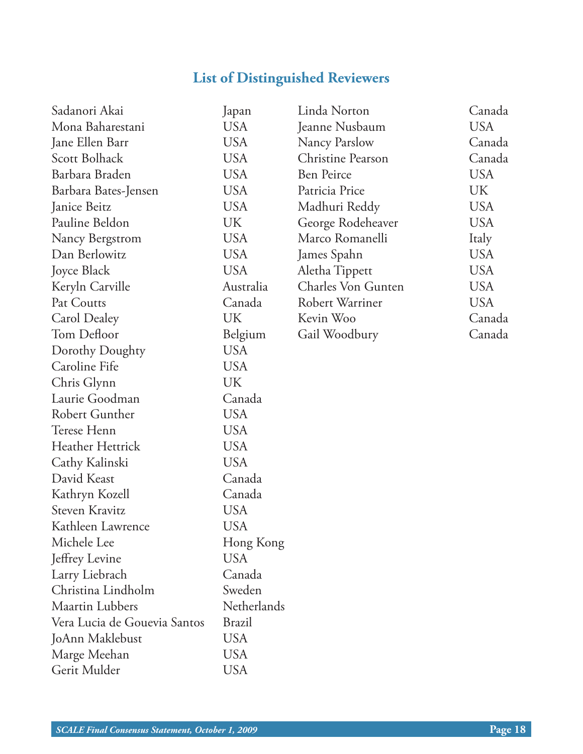## List of Distinguished Reviewers

| Name | Country |
|---|---|
| Sadanori Akai | Japan |
| Mona Baharestani | USA |
| Jane Ellen Barr | USA |
| Scott Bolhack | USA |
| Barbara Braden | USA |
| Barbara Bates-Jensen | USA |
| Janice Beitz | USA |
| Pauline Beldon | UK |
| Nancy Bergstrom | USA |
| Dan Berlowitz | USA |
| Joyce Black | USA |
| Keryln Carville | Australia |
| Pat Coutts | Canada |
| Carol Dealey | UK |
| Tom Defloor | Belgium |
| Dorothy Doughty | USA |
| Caroline Fife | USA |
| Chris Glynn | UK |
| Laurie Goodman | Canada |
| Robert Gunther | USA |
| Terese Henn | USA |
| Heather Hettrick | USA |
| Cathy Kalinski | USA |
| David Keast | Canada |
| Kathryn Kozell | Canada |
| Steven Kravitz | USA |
| Kathleen Lawrence | USA |
| Michele Lee | Hong Kong |
| Jeffrey Levine | USA |
| Larry Liebrach | Canada |
| Christina Lindholm | Sweden |
| Maartin Lubbers | Netherlands |
| Vera Lucia de Gouevia Santos | Brazil |
| JoAnn Maklebust | USA |
| Marge Meehan | USA |
| Gerit Mulder | USA |
| Linda Norton | Canada |
| Jeanne Nusbaum | USA |
| Nancy Parslow | Canada |
| Christine Pearson | Canada |
| Ben Peirce | USA |
| Patricia Price | UK |
| Madhuri Reddy | USA |
| George Rodeheaver | USA |
| Marco Romanelli | Italy |
| James Spahn | USA |
| Aletha Tippett | USA |
| Charles Von Gunten | USA |
| Robert Warriner | USA |
| Kevin Woo | Canada |
| Gail Woodbury | Canada |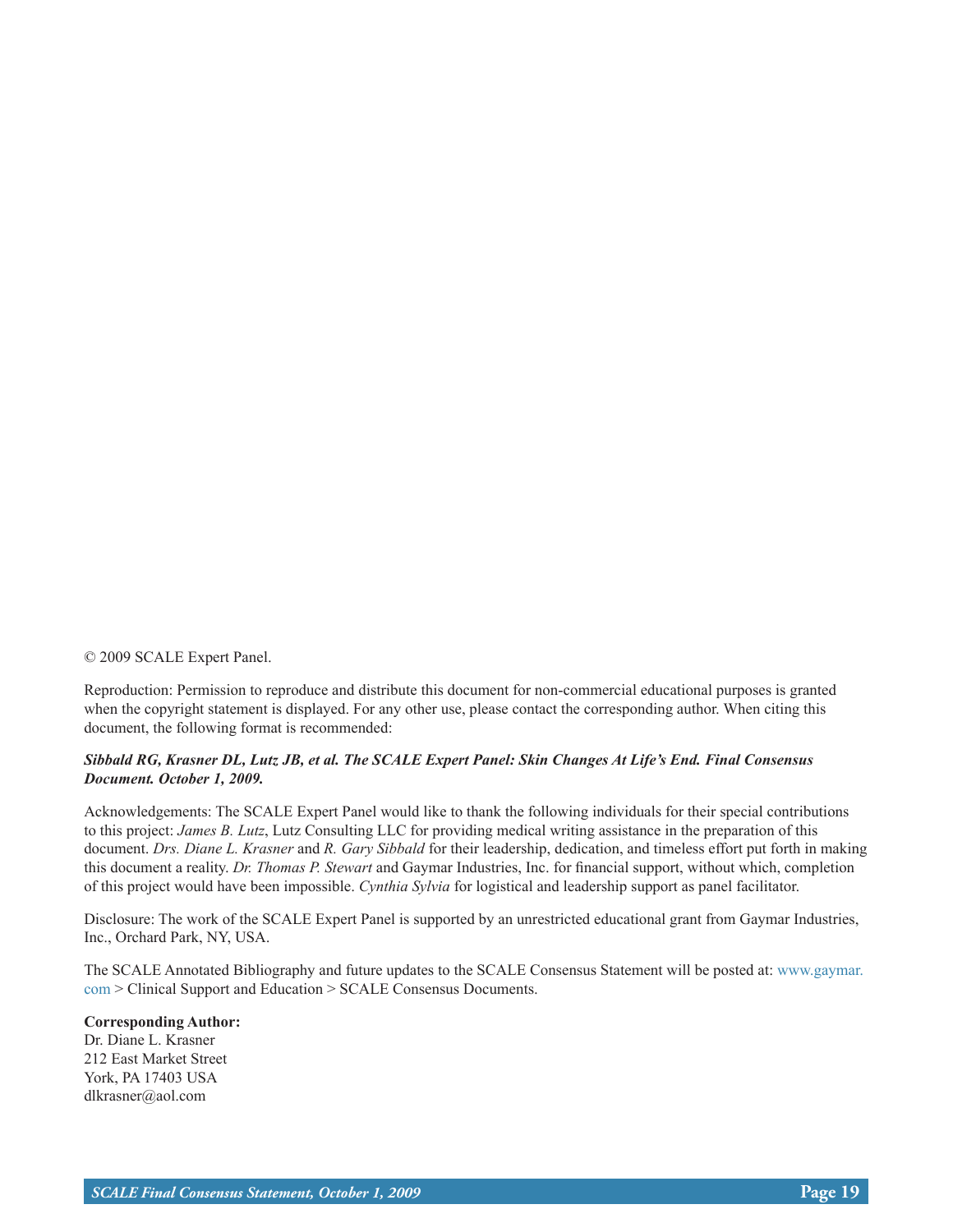© 2009 SCALE Expert Panel.

Reproduction: Permission to reproduce and distribute this document for non-commercial educational purposes is granted when the copyright statement is displayed. For any other use, please contact the corresponding author. When citing this document, the following format is recommended:

***Sibbald RG, Krasner DL, Lutz JB, et al. The SCALE Expert Panel: Skin Changes At Life's End. Final Consensus Document. October 1, 2009.***

Acknowledgements: The SCALE Expert Panel would like to thank the following individuals for their special contributions to this project: *James B. Lutz*, Lutz Consulting LLC for providing medical writing assistance in the preparation of this document. *Drs. Diane L. Krasner* and *R. Gary Sibbald* for their leadership, dedication, and timeless effort put forth in making this document a reality. *Dr. Thomas P. Stewart* and Gaymar Industries, Inc. for financial support, without which, completion of this project would have been impossible. *Cynthia Sylvia* for logistical and leadership support as panel facilitator.

Disclosure: The work of the SCALE Expert Panel is supported by an unrestricted educational grant from Gaymar Industries, Inc., Orchard Park, NY, USA.

The SCALE Annotated Bibliography and future updates to the SCALE Consensus Statement will be posted at: www.gaymar.com > Clinical Support and Education > SCALE Consensus Documents.

**Corresponding Author:**
Dr. Diane L. Krasner
212 East Market Street
York, PA 17403 USA
dlkrasner@aol.com